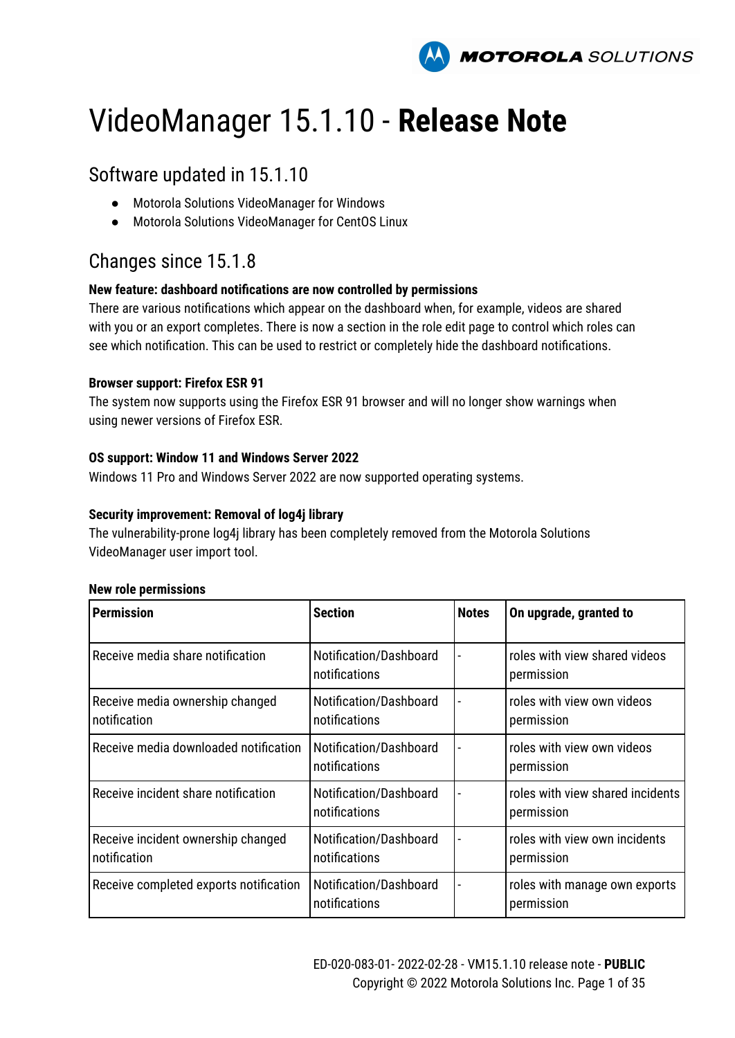# VideoManager 15.1.10 - **Release Note**

## Software updated in 15.1.10

- Motorola Solutions VideoManager for Windows
- Motorola Solutions VideoManager for CentOS Linux

## Changes since 15.1.8

**New feature: dashboard notifications are now controlled by permissions**

There are various notifications which appear on the dashboard when, for example, videos are shared with you or an export completes. There is now a section in the role edit page to control which roles can see which notification. This can be used to restrict or completely hide the dashboard notifications.

**Browser support: Firefox ESR 91**

The system now supports using the Firefox ESR 91 browser and will no longer show warnings when using newer versions of Firefox ESR.

**OS support: Window 11 and Windows Server 2022**

Windows 11 Pro and Windows Server 2022 are now supported operating systems.

**Security improvement: Removal of log4j library**

The vulnerability-prone log4j library has been completely removed from the Motorola Solutions VideoManager user import tool.

**New role permissions**

| Permission | Section | Notes | On upgrade, granted to |
|---|---|---|---|
| Receive media share notification | Notification/Dashboard notifications | - | roles with view shared videos permission |
| Receive media ownership changed notification | Notification/Dashboard notifications | - | roles with view own videos permission |
| Receive media downloaded notification | Notification/Dashboard notifications | - | roles with view own videos permission |
| Receive incident share notification | Notification/Dashboard notifications | - | roles with view shared incidents permission |
| Receive incident ownership changed notification | Notification/Dashboard notifications | - | roles with view own incidents permission |
| Receive completed exports notification | Notification/Dashboard notifications | - | roles with manage own exports permission |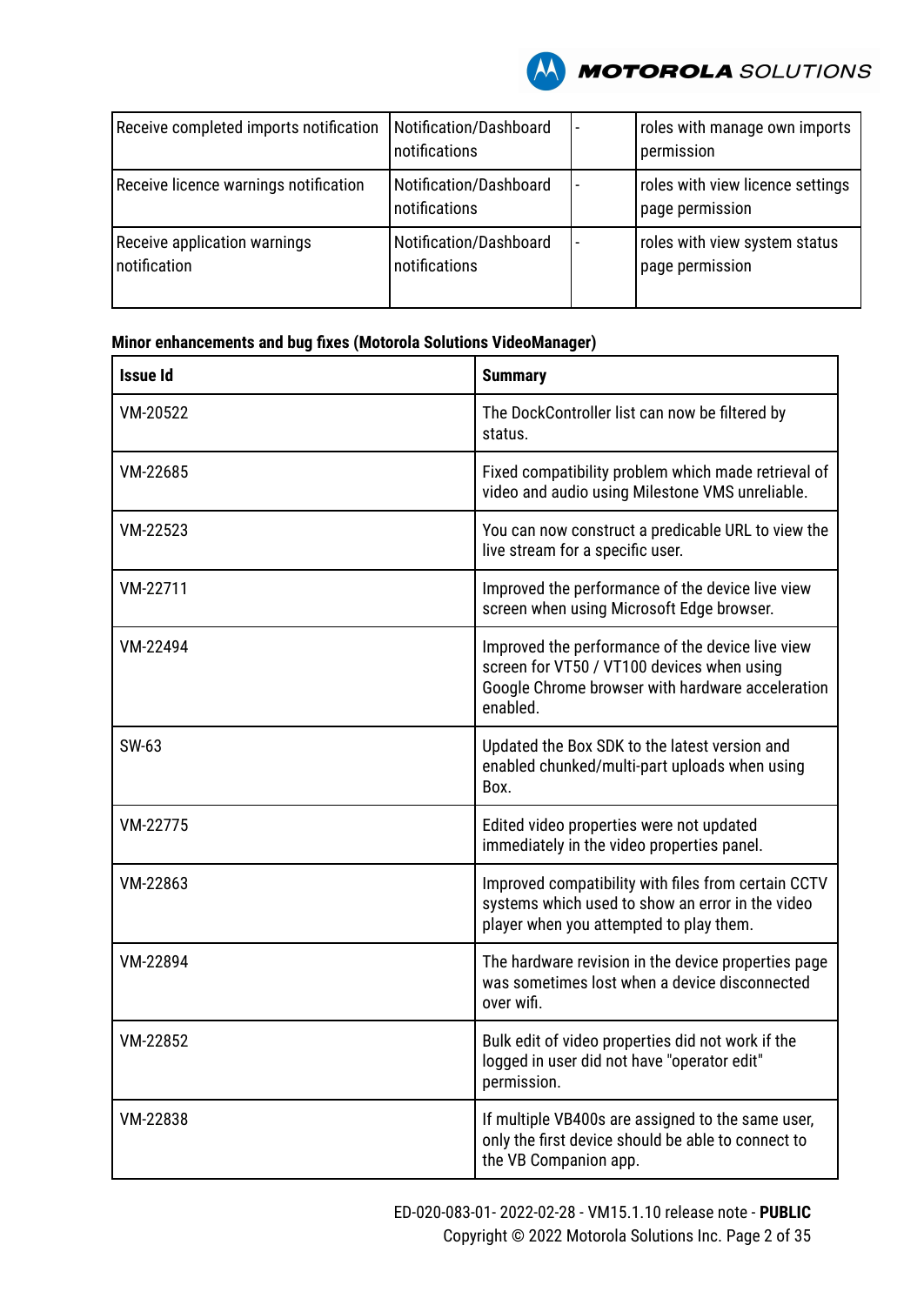| | | | |
|---|---|---|---|
| Receive completed imports notification | Notification/Dashboard notifications | - | roles with manage own imports permission |
| Receive licence warnings notification | Notification/Dashboard notifications | - | roles with view licence settings page permission |
| Receive application warnings notification | Notification/Dashboard notifications | - | roles with view system status page permission |

**Minor enhancements and bug fixes (Motorola Solutions VideoManager)**

| Issue Id | Summary |
|---|---|
| VM-20522 | The DockController list can now be filtered by status. |
| VM-22685 | Fixed compatibility problem which made retrieval of video and audio using Milestone VMS unreliable. |
| VM-22523 | You can now construct a predicable URL to view the live stream for a specific user. |
| VM-22711 | Improved the performance of the device live view screen when using Microsoft Edge browser. |
| VM-22494 | Improved the performance of the device live view screen for VT50 / VT100 devices when using Google Chrome browser with hardware acceleration enabled. |
| SW-63 | Updated the Box SDK to the latest version and enabled chunked/multi-part uploads when using Box. |
| VM-22775 | Edited video properties were not updated immediately in the video properties panel. |
| VM-22863 | Improved compatibility with files from certain CCTV systems which used to show an error in the video player when you attempted to play them. |
| VM-22894 | The hardware revision in the device properties page was sometimes lost when a device disconnected over wifi. |
| VM-22852 | Bulk edit of video properties did not work if the logged in user did not have "operator edit" permission. |
| VM-22838 | If multiple VB400s are assigned to the same user, only the first device should be able to connect to the VB Companion app. |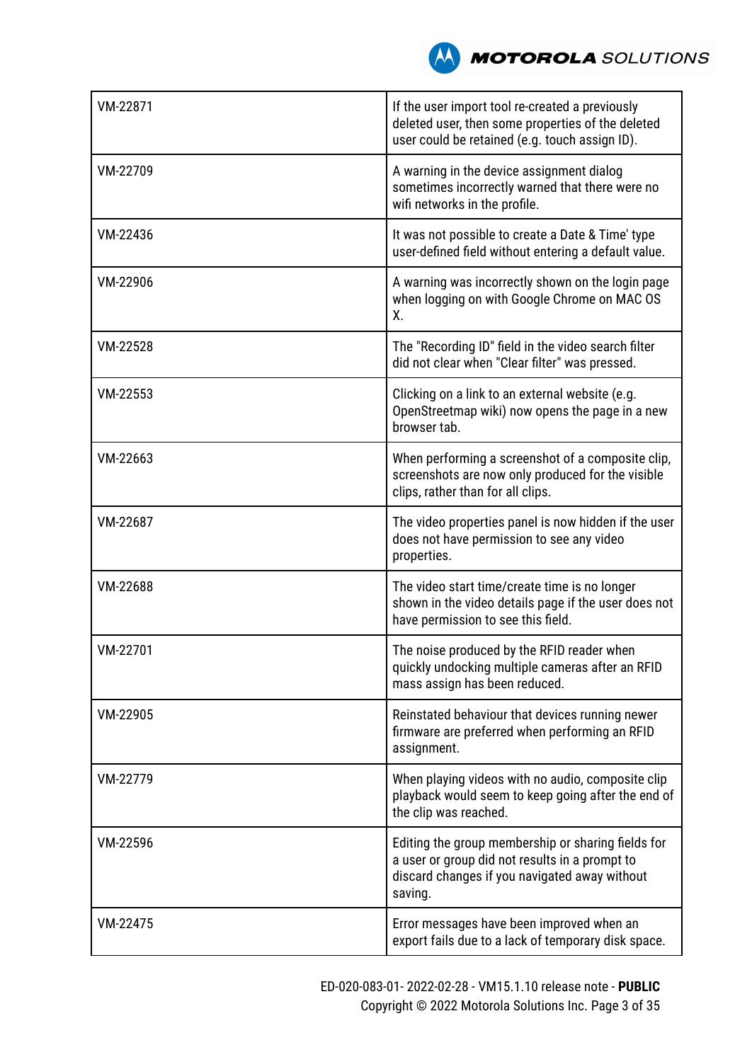| | |
|---|---|
| VM-22871 | If the user import tool re-created a previously deleted user, then some properties of the deleted user could be retained (e.g. touch assign ID). |
| VM-22709 | A warning in the device assignment dialog sometimes incorrectly warned that there were no wifi networks in the profile. |
| VM-22436 | It was not possible to create a Date & Time' type user-defined field without entering a default value. |
| VM-22906 | A warning was incorrectly shown on the login page when logging on with Google Chrome on MAC OS X. |
| VM-22528 | The "Recording ID" field in the video search filter did not clear when "Clear filter" was pressed. |
| VM-22553 | Clicking on a link to an external website (e.g. OpenStreetmap wiki) now opens the page in a new browser tab. |
| VM-22663 | When performing a screenshot of a composite clip, screenshots are now only produced for the visible clips, rather than for all clips. |
| VM-22687 | The video properties panel is now hidden if the user does not have permission to see any video properties. |
| VM-22688 | The video start time/create time is no longer shown in the video details page if the user does not have permission to see this field. |
| VM-22701 | The noise produced by the RFID reader when quickly undocking multiple cameras after an RFID mass assign has been reduced. |
| VM-22905 | Reinstated behaviour that devices running newer firmware are preferred when performing an RFID assignment. |
| VM-22779 | When playing videos with no audio, composite clip playback would seem to keep going after the end of the clip was reached. |
| VM-22596 | Editing the group membership or sharing fields for a user or group did not results in a prompt to discard changes if you navigated away without saving. |
| VM-22475 | Error messages have been improved when an export fails due to a lack of temporary disk space. |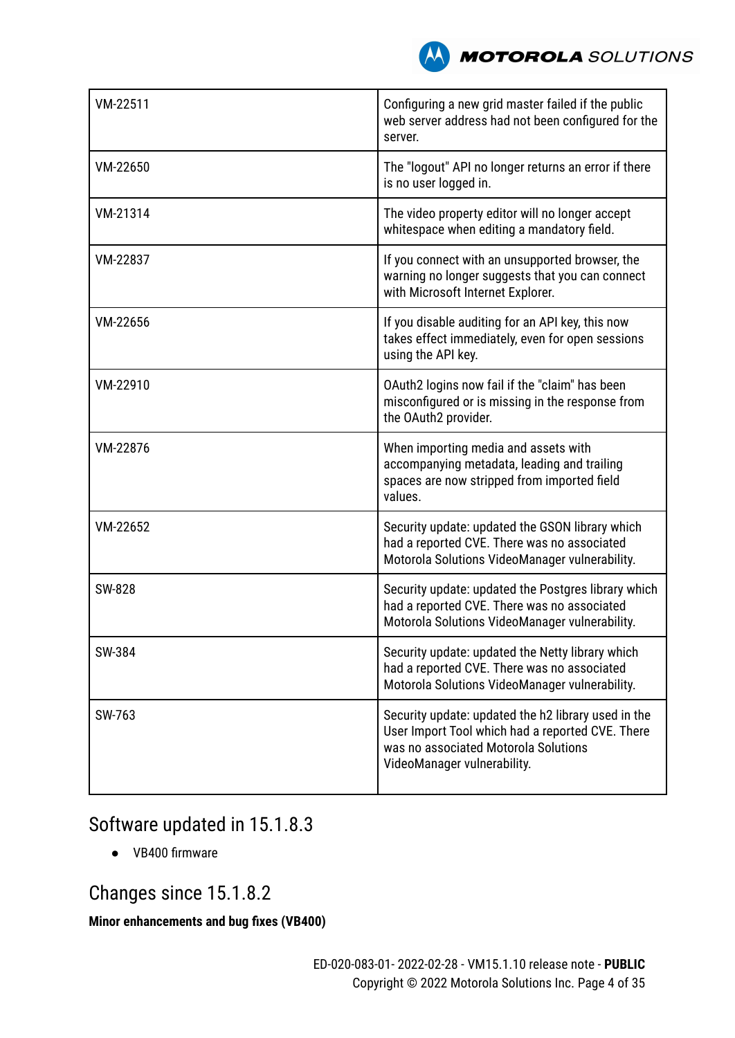| | |
|---|---|
| VM-22511 | Configuring a new grid master failed if the public web server address had not been configured for the server. |
| VM-22650 | The "logout" API no longer returns an error if there is no user logged in. |
| VM-21314 | The video property editor will no longer accept whitespace when editing a mandatory field. |
| VM-22837 | If you connect with an unsupported browser, the warning no longer suggests that you can connect with Microsoft Internet Explorer. |
| VM-22656 | If you disable auditing for an API key, this now takes effect immediately, even for open sessions using the API key. |
| VM-22910 | OAuth2 logins now fail if the "claim" has been misconfigured or is missing in the response from the OAuth2 provider. |
| VM-22876 | When importing media and assets with accompanying metadata, leading and trailing spaces are now stripped from imported field values. |
| VM-22652 | Security update: updated the GSON library which had a reported CVE. There was no associated Motorola Solutions VideoManager vulnerability. |
| SW-828 | Security update: updated the Postgres library which had a reported CVE. There was no associated Motorola Solutions VideoManager vulnerability. |
| SW-384 | Security update: updated the Netty library which had a reported CVE. There was no associated Motorola Solutions VideoManager vulnerability. |
| SW-763 | Security update: updated the h2 library used in the User Import Tool which had a reported CVE. There was no associated Motorola Solutions VideoManager vulnerability. |

## Software updated in 15.1.8.3

- VB400 firmware

## Changes since 15.1.8.2

**Minor enhancements and bug fixes (VB400)**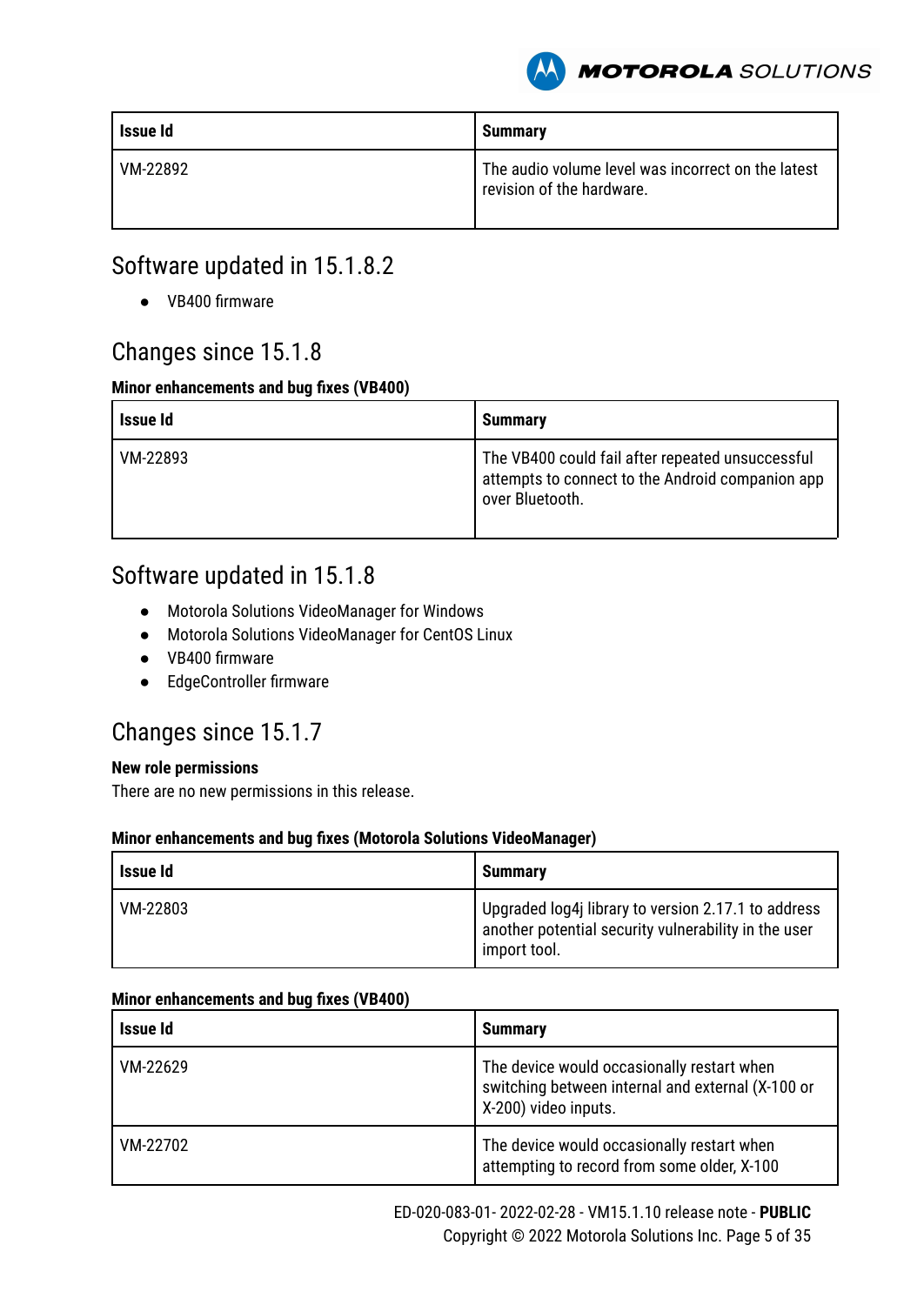| Issue Id | Summary |
| --- | --- |
| VM-22892 | The audio volume level was incorrect on the latest revision of the hardware. |

## Software updated in 15.1.8.2

- VB400 firmware

## Changes since 15.1.8

**Minor enhancements and bug fixes (VB400)**

| Issue Id | Summary |
| --- | --- |
| VM-22893 | The VB400 could fail after repeated unsuccessful attempts to connect to the Android companion app over Bluetooth. |

## Software updated in 15.1.8

- Motorola Solutions VideoManager for Windows
- Motorola Solutions VideoManager for CentOS Linux
- VB400 firmware
- EdgeController firmware

## Changes since 15.1.7

**New role permissions**

There are no new permissions in this release.

**Minor enhancements and bug fixes (Motorola Solutions VideoManager)**

| Issue Id | Summary |
| --- | --- |
| VM-22803 | Upgraded log4j library to version 2.17.1 to address another potential security vulnerability in the user import tool. |

**Minor enhancements and bug fixes (VB400)**

| Issue Id | Summary |
| --- | --- |
| VM-22629 | The device would occasionally restart when switching between internal and external (X-100 or X-200) video inputs. |
| VM-22702 | The device would occasionally restart when attempting to record from some older, X-100 |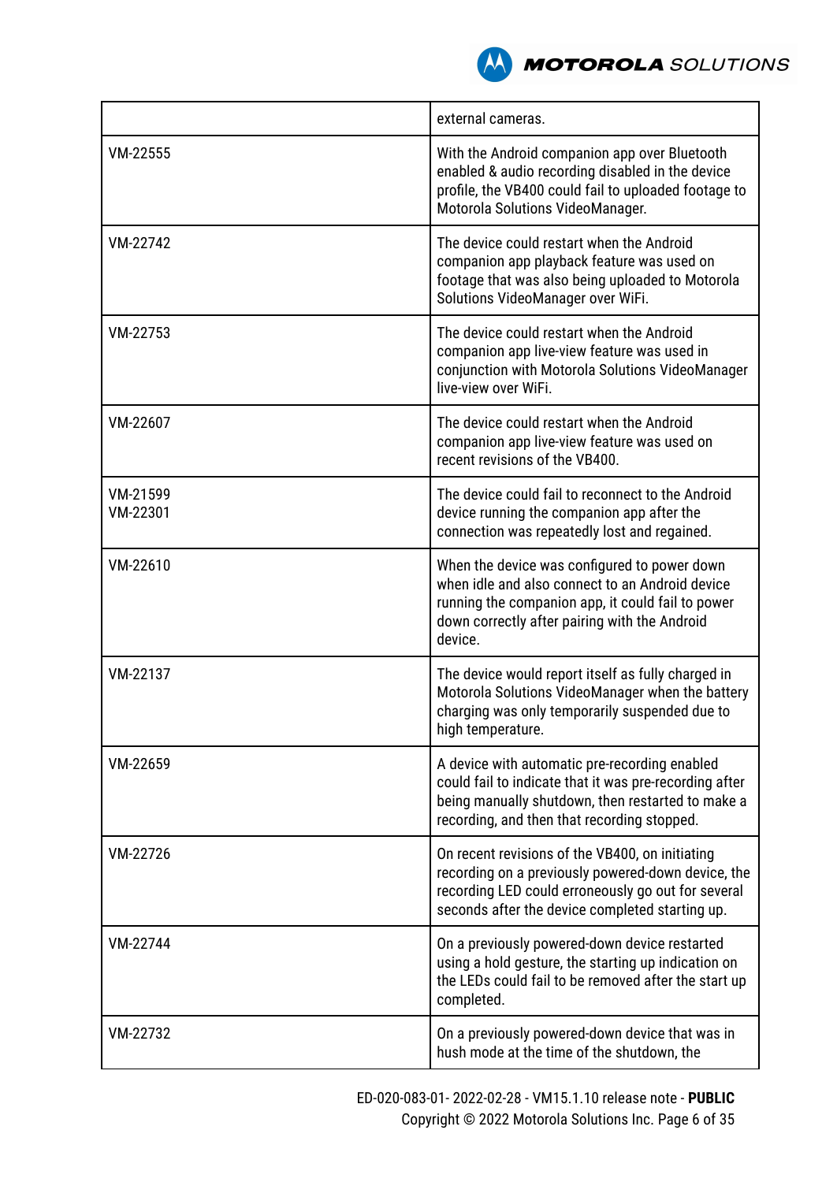| | |
|---|---|
| | external cameras. |
| VM-22555 | With the Android companion app over Bluetooth enabled & audio recording disabled in the device profile, the VB400 could fail to uploaded footage to Motorola Solutions VideoManager. |
| VM-22742 | The device could restart when the Android companion app playback feature was used on footage that was also being uploaded to Motorola Solutions VideoManager over WiFi. |
| VM-22753 | The device could restart when the Android companion app live-view feature was used in conjunction with Motorola Solutions VideoManager live-view over WiFi. |
| VM-22607 | The device could restart when the Android companion app live-view feature was used on recent revisions of the VB400. |
| VM-21599<br>VM-22301 | The device could fail to reconnect to the Android device running the companion app after the connection was repeatedly lost and regained. |
| VM-22610 | When the device was configured to power down when idle and also connect to an Android device running the companion app, it could fail to power down correctly after pairing with the Android device. |
| VM-22137 | The device would report itself as fully charged in Motorola Solutions VideoManager when the battery charging was only temporarily suspended due to high temperature. |
| VM-22659 | A device with automatic pre-recording enabled could fail to indicate that it was pre-recording after being manually shutdown, then restarted to make a recording, and then that recording stopped. |
| VM-22726 | On recent revisions of the VB400, on initiating recording on a previously powered-down device, the recording LED could erroneously go out for several seconds after the device completed starting up. |
| VM-22744 | On a previously powered-down device restarted using a hold gesture, the starting up indication on the LEDs could fail to be removed after the start up completed. |
| VM-22732 | On a previously powered-down device that was in hush mode at the time of the shutdown, the |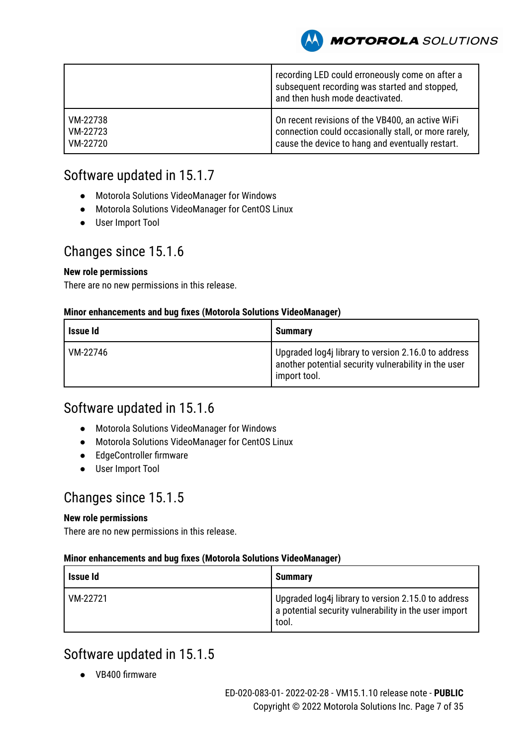| | |
|---|---|
| | recording LED could erroneously come on after a subsequent recording was started and stopped, and then hush mode deactivated. |
| VM-22738<br>VM-22723<br>VM-22720 | On recent revisions of the VB400, an active WiFi connection could occasionally stall, or more rarely, cause the device to hang and eventually restart. |

## Software updated in 15.1.7

- Motorola Solutions VideoManager for Windows
- Motorola Solutions VideoManager for CentOS Linux
- User Import Tool

## Changes since 15.1.6

**New role permissions**

There are no new permissions in this release.

**Minor enhancements and bug fixes (Motorola Solutions VideoManager)**

| Issue Id | Summary |
|---|---|
| VM-22746 | Upgraded log4j library to version 2.16.0 to address another potential security vulnerability in the user import tool. |

## Software updated in 15.1.6

- Motorola Solutions VideoManager for Windows
- Motorola Solutions VideoManager for CentOS Linux
- EdgeController firmware
- User Import Tool

## Changes since 15.1.5

**New role permissions**

There are no new permissions in this release.

**Minor enhancements and bug fixes (Motorola Solutions VideoManager)**

| Issue Id | Summary |
|---|---|
| VM-22721 | Upgraded log4j library to version 2.15.0 to address a potential security vulnerability in the user import tool. |

## Software updated in 15.1.5

- VB400 firmware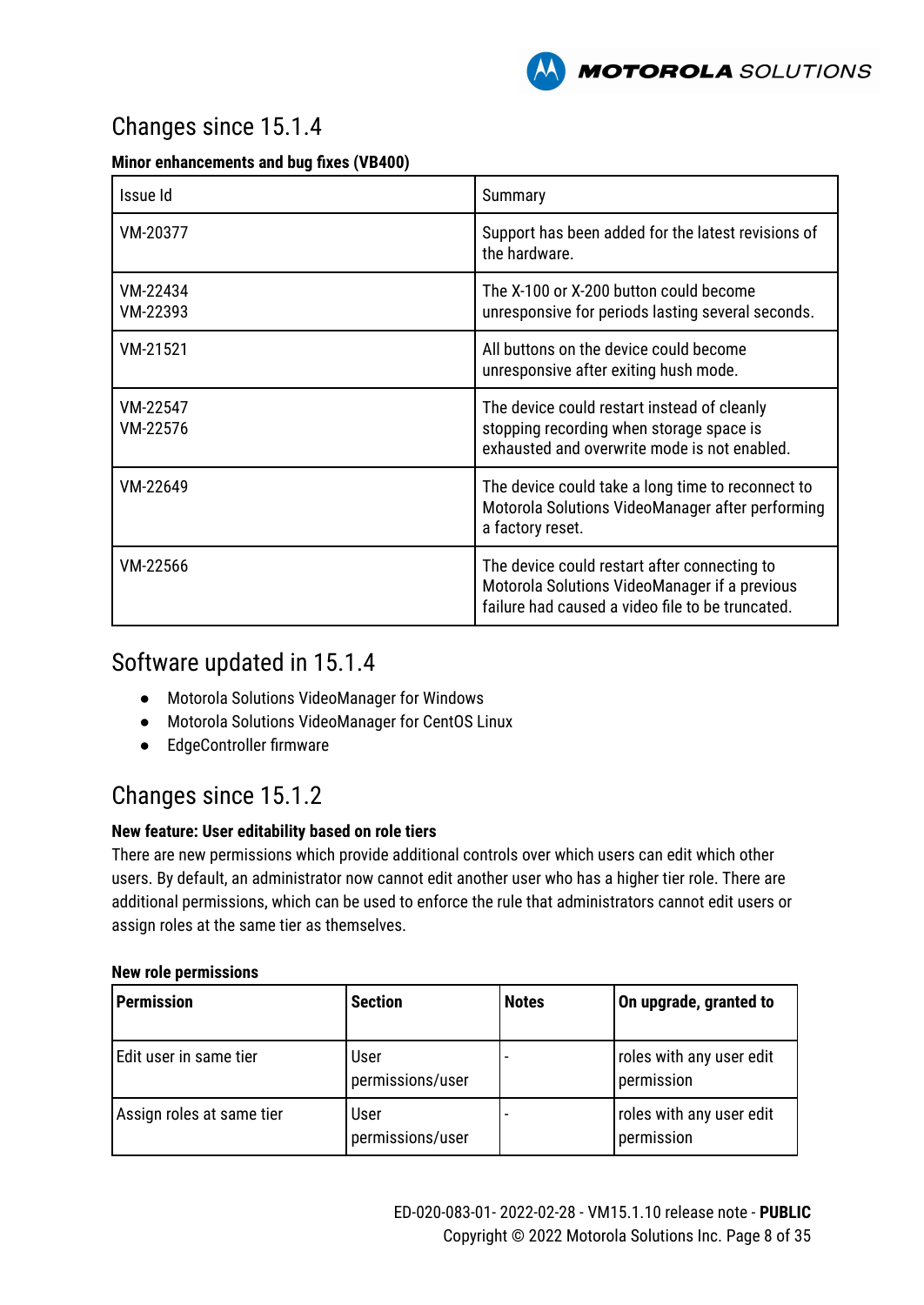## Changes since 15.1.4

**Minor enhancements and bug fixes (VB400)**

| Issue Id | Summary |
|---|---|
| VM-20377 | Support has been added for the latest revisions of the hardware. |
| VM-22434<br>VM-22393 | The X-100 or X-200 button could become unresponsive for periods lasting several seconds. |
| VM-21521 | All buttons on the device could become unresponsive after exiting hush mode. |
| VM-22547<br>VM-22576 | The device could restart instead of cleanly stopping recording when storage space is exhausted and overwrite mode is not enabled. |
| VM-22649 | The device could take a long time to reconnect to Motorola Solutions VideoManager after performing a factory reset. |
| VM-22566 | The device could restart after connecting to Motorola Solutions VideoManager if a previous failure had caused a video file to be truncated. |

## Software updated in 15.1.4

- Motorola Solutions VideoManager for Windows
- Motorola Solutions VideoManager for CentOS Linux
- EdgeController firmware

## Changes since 15.1.2

**New feature: User editability based on role tiers**

There are new permissions which provide additional controls over which users can edit which other users. By default, an administrator now cannot edit another user who has a higher tier role. There are additional permissions, which can be used to enforce the rule that administrators cannot edit users or assign roles at the same tier as themselves.

**New role permissions**

| Permission | Section | Notes | On upgrade, granted to |
|---|---|---|---|
| Edit user in same tier | User permissions/user | - | roles with any user edit permission |
| Assign roles at same tier | User permissions/user | - | roles with any user edit permission |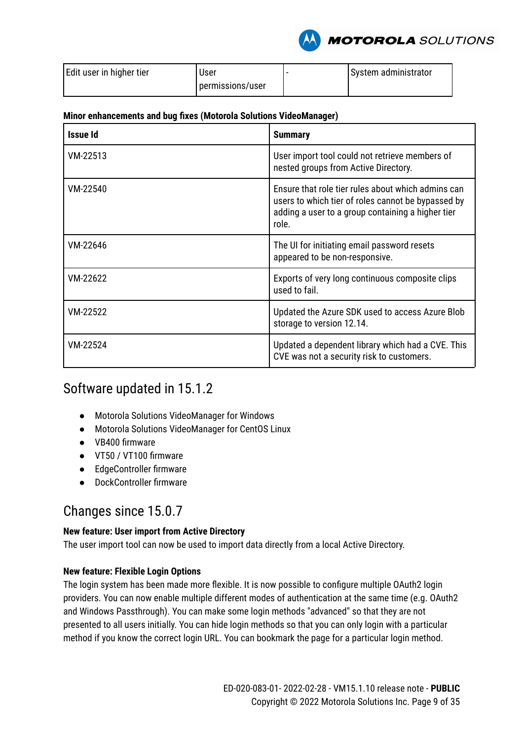| Edit user in higher tier | User permissions/user | - | System administrator |
|---|---|---|---|

**Minor enhancements and bug fixes (Motorola Solutions VideoManager)**

| Issue Id | Summary |
|---|---|
| VM-22513 | User import tool could not retrieve members of nested groups from Active Directory. |
| VM-22540 | Ensure that role tier rules about which admins can users to which tier of roles cannot be bypassed by adding a user to a group containing a higher tier role. |
| VM-22646 | The UI for initiating email password resets appeared to be non-responsive. |
| VM-22622 | Exports of very long continuous composite clips used to fail. |
| VM-22522 | Updated the Azure SDK used to access Azure Blob storage to version 12.14. |
| VM-22524 | Updated a dependent library which had a CVE. This CVE was not a security risk to customers. |

## Software updated in 15.1.2

- Motorola Solutions VideoManager for Windows
- Motorola Solutions VideoManager for CentOS Linux
- VB400 firmware
- VT50 / VT100 firmware
- EdgeController firmware
- DockController firmware

## Changes since 15.0.7

**New feature: User import from Active Directory**

The user import tool can now be used to import data directly from a local Active Directory.

**New feature: Flexible Login Options**

The login system has been made more flexible. It is now possible to configure multiple OAuth2 login providers. You can now enable multiple different modes of authentication at the same time (e.g. OAuth2 and Windows Passthrough). You can make some login methods "advanced" so that they are not presented to all users initially. You can hide login methods so that you can only login with a particular method if you know the correct login URL. You can bookmark the page for a particular login method.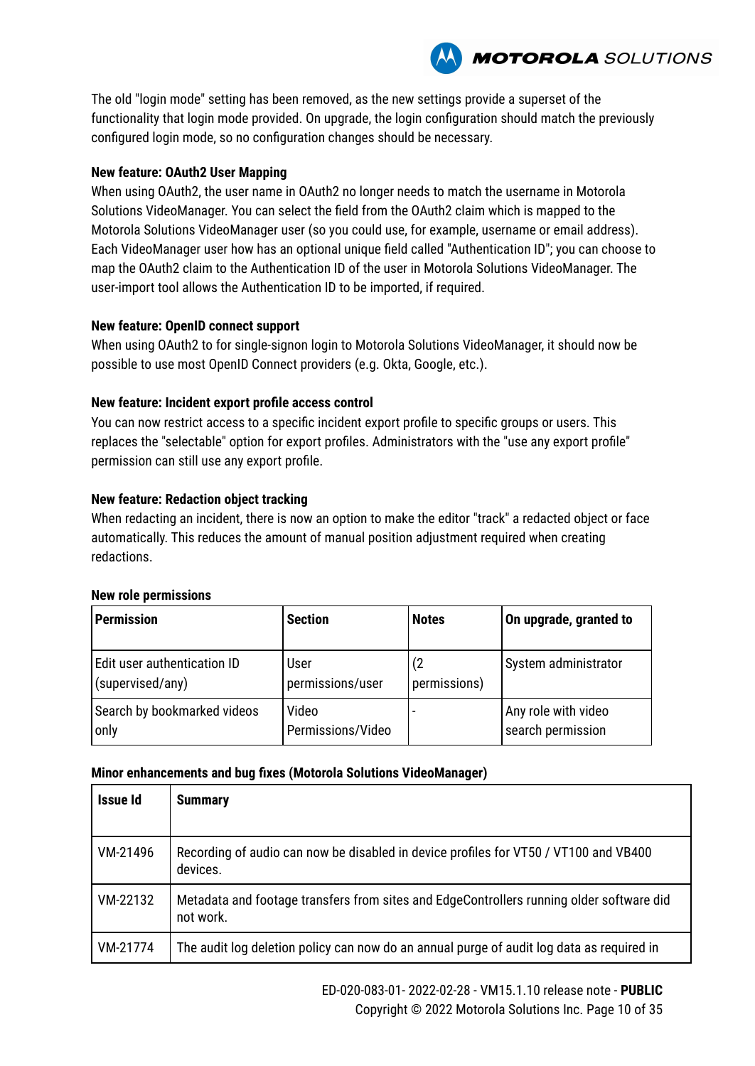The old "login mode" setting has been removed, as the new settings provide a superset of the functionality that login mode provided. On upgrade, the login configuration should match the previously configured login mode, so no configuration changes should be necessary.

**New feature: OAuth2 User Mapping**

When using OAuth2, the user name in OAuth2 no longer needs to match the username in Motorola Solutions VideoManager. You can select the field from the OAuth2 claim which is mapped to the Motorola Solutions VideoManager user (so you could use, for example, username or email address). Each VideoManager user how has an optional unique field called "Authentication ID"; you can choose to map the OAuth2 claim to the Authentication ID of the user in Motorola Solutions VideoManager. The user-import tool allows the Authentication ID to be imported, if required.

**New feature: OpenID connect support**

When using OAuth2 to for single-signon login to Motorola Solutions VideoManager, it should now be possible to use most OpenID Connect providers (e.g. Okta, Google, etc.).

**New feature: Incident export profile access control**

You can now restrict access to a specific incident export profile to specific groups or users. This replaces the "selectable" option for export profiles. Administrators with the "use any export profile" permission can still use any export profile.

**New feature: Redaction object tracking**

When redacting an incident, there is now an option to make the editor "track" a redacted object or face automatically. This reduces the amount of manual position adjustment required when creating redactions.

**New role permissions**

| Permission | Section | Notes | On upgrade, granted to |
|---|---|---|---|
| Edit user authentication ID (supervised/any) | User permissions/user | (2 permissions) | System administrator |
| Search by bookmarked videos only | Video Permissions/Video | - | Any role with video search permission |

**Minor enhancements and bug fixes (Motorola Solutions VideoManager)**

| Issue Id | Summary |
|---|---|
| VM-21496 | Recording of audio can now be disabled in device profiles for VT50 / VT100 and VB400 devices. |
| VM-22132 | Metadata and footage transfers from sites and EdgeControllers running older software did not work. |
| VM-21774 | The audit log deletion policy can now do an annual purge of audit log data as required in |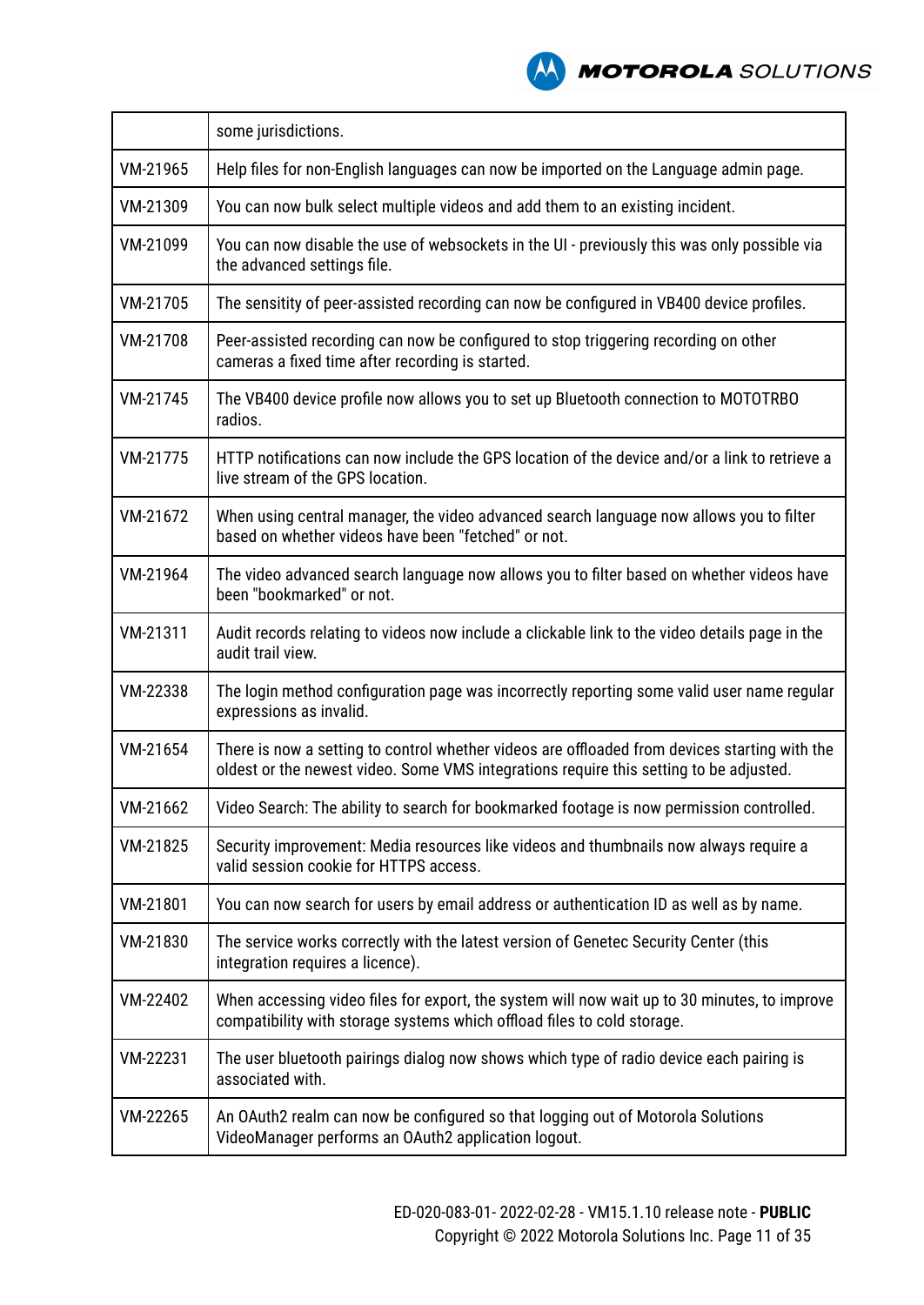|  |  |
|---|---|
|  | some jurisdictions. |
| VM-21965 | Help files for non-English languages can now be imported on the Language admin page. |
| VM-21309 | You can now bulk select multiple videos and add them to an existing incident. |
| VM-21099 | You can now disable the use of websockets in the UI - previously this was only possible via the advanced settings file. |
| VM-21705 | The sensitity of peer-assisted recording can now be configured in VB400 device profiles. |
| VM-21708 | Peer-assisted recording can now be configured to stop triggering recording on other cameras a fixed time after recording is started. |
| VM-21745 | The VB400 device profile now allows you to set up Bluetooth connection to MOTOTRBO radios. |
| VM-21775 | HTTP notifications can now include the GPS location of the device and/or a link to retrieve a live stream of the GPS location. |
| VM-21672 | When using central manager, the video advanced search language now allows you to filter based on whether videos have been "fetched" or not. |
| VM-21964 | The video advanced search language now allows you to filter based on whether videos have been "bookmarked" or not. |
| VM-21311 | Audit records relating to videos now include a clickable link to the video details page in the audit trail view. |
| VM-22338 | The login method configuration page was incorrectly reporting some valid user name regular expressions as invalid. |
| VM-21654 | There is now a setting to control whether videos are offloaded from devices starting with the oldest or the newest video. Some VMS integrations require this setting to be adjusted. |
| VM-21662 | Video Search: The ability to search for bookmarked footage is now permission controlled. |
| VM-21825 | Security improvement: Media resources like videos and thumbnails now always require a valid session cookie for HTTPS access. |
| VM-21801 | You can now search for users by email address or authentication ID as well as by name. |
| VM-21830 | The service works correctly with the latest version of Genetec Security Center (this integration requires a licence). |
| VM-22402 | When accessing video files for export, the system will now wait up to 30 minutes, to improve compatibility with storage systems which offload files to cold storage. |
| VM-22231 | The user bluetooth pairings dialog now shows which type of radio device each pairing is associated with. |
| VM-22265 | An OAuth2 realm can now be configured so that logging out of Motorola Solutions VideoManager performs an OAuth2 application logout. |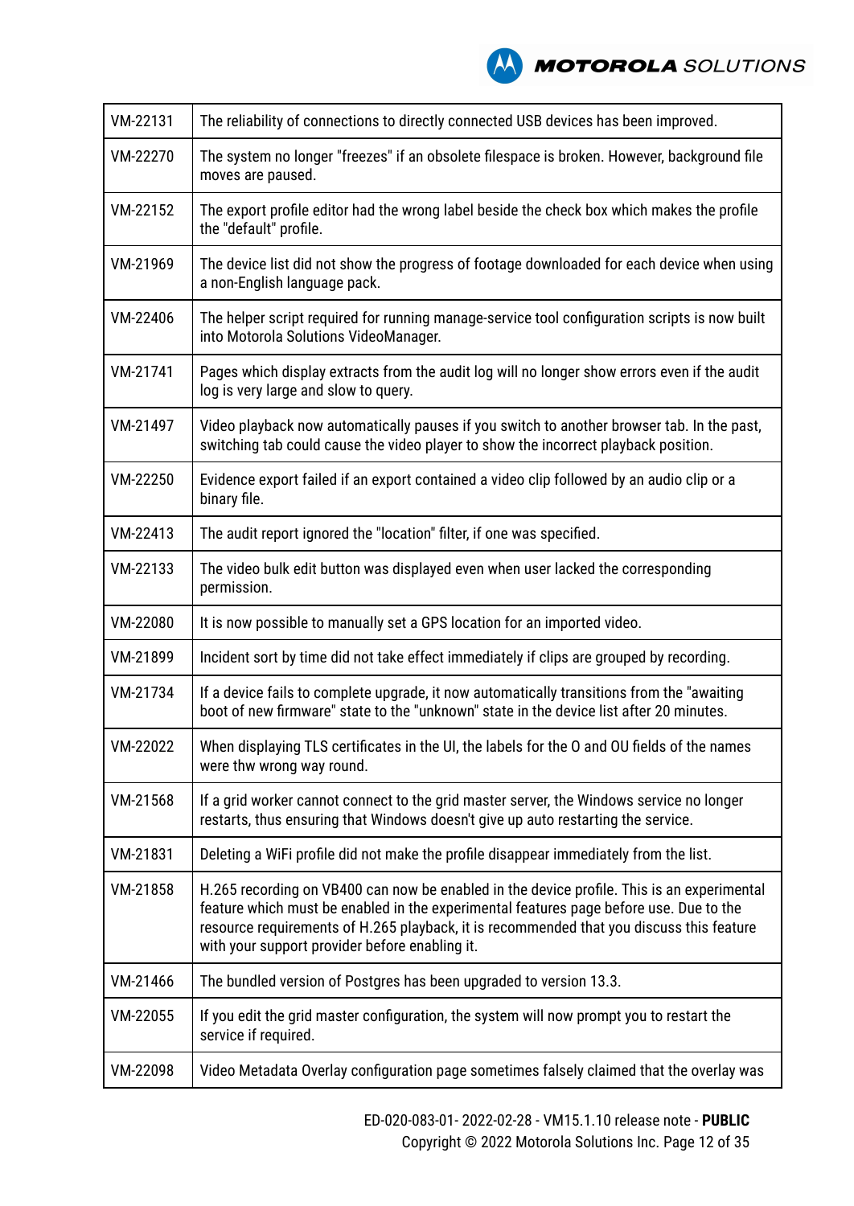| | |
|---|---|
| VM-22131 | The reliability of connections to directly connected USB devices has been improved. |
| VM-22270 | The system no longer "freezes" if an obsolete filespace is broken. However, background file moves are paused. |
| VM-22152 | The export profile editor had the wrong label beside the check box which makes the profile the "default" profile. |
| VM-21969 | The device list did not show the progress of footage downloaded for each device when using a non-English language pack. |
| VM-22406 | The helper script required for running manage-service tool configuration scripts is now built into Motorola Solutions VideoManager. |
| VM-21741 | Pages which display extracts from the audit log will no longer show errors even if the audit log is very large and slow to query. |
| VM-21497 | Video playback now automatically pauses if you switch to another browser tab. In the past, switching tab could cause the video player to show the incorrect playback position. |
| VM-22250 | Evidence export failed if an export contained a video clip followed by an audio clip or a binary file. |
| VM-22413 | The audit report ignored the "location" filter, if one was specified. |
| VM-22133 | The video bulk edit button was displayed even when user lacked the corresponding permission. |
| VM-22080 | It is now possible to manually set a GPS location for an imported video. |
| VM-21899 | Incident sort by time did not take effect immediately if clips are grouped by recording. |
| VM-21734 | If a device fails to complete upgrade, it now automatically transitions from the "awaiting boot of new firmware" state to the "unknown" state in the device list after 20 minutes. |
| VM-22022 | When displaying TLS certificates in the UI, the labels for the O and OU fields of the names were thw wrong way round. |
| VM-21568 | If a grid worker cannot connect to the grid master server, the Windows service no longer restarts, thus ensuring that Windows doesn't give up auto restarting the service. |
| VM-21831 | Deleting a WiFi profile did not make the profile disappear immediately from the list. |
| VM-21858 | H.265 recording on VB400 can now be enabled in the device profile. This is an experimental feature which must be enabled in the experimental features page before use. Due to the resource requirements of H.265 playback, it is recommended that you discuss this feature with your support provider before enabling it. |
| VM-21466 | The bundled version of Postgres has been upgraded to version 13.3. |
| VM-22055 | If you edit the grid master configuration, the system will now prompt you to restart the service if required. |
| VM-22098 | Video Metadata Overlay configuration page sometimes falsely claimed that the overlay was |

ED-020-083-01- 2022-02-28 - VM15.1.10 release note - **PUBLIC**
Copyright © 2022 Motorola Solutions Inc.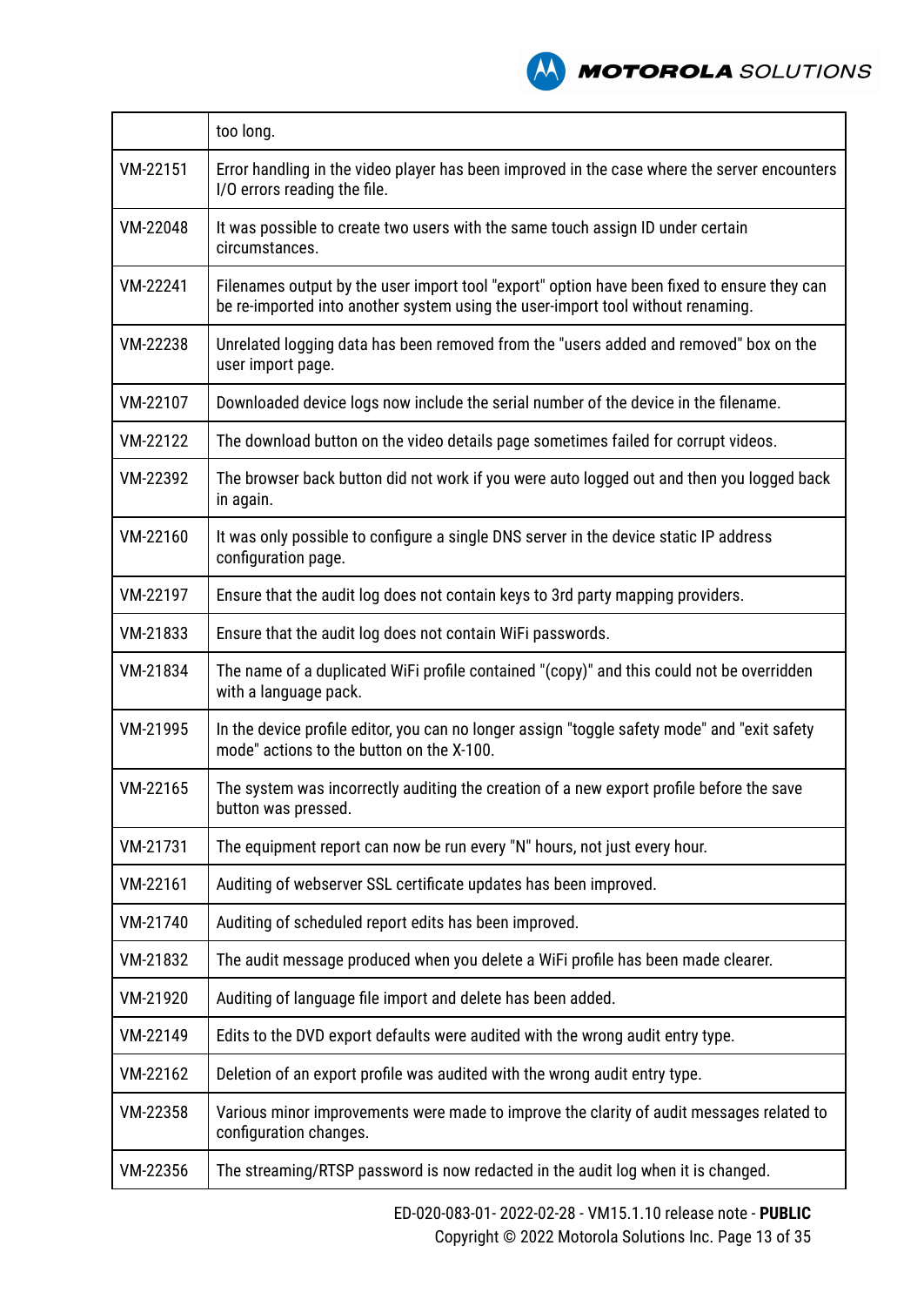| | |
|---|---|
| | too long. |
| VM-22151 | Error handling in the video player has been improved in the case where the server encounters I/O errors reading the file. |
| VM-22048 | It was possible to create two users with the same touch assign ID under certain circumstances. |
| VM-22241 | Filenames output by the user import tool "export" option have been fixed to ensure they can be re-imported into another system using the user-import tool without renaming. |
| VM-22238 | Unrelated logging data has been removed from the "users added and removed" box on the user import page. |
| VM-22107 | Downloaded device logs now include the serial number of the device in the filename. |
| VM-22122 | The download button on the video details page sometimes failed for corrupt videos. |
| VM-22392 | The browser back button did not work if you were auto logged out and then you logged back in again. |
| VM-22160 | It was only possible to configure a single DNS server in the device static IP address configuration page. |
| VM-22197 | Ensure that the audit log does not contain keys to 3rd party mapping providers. |
| VM-21833 | Ensure that the audit log does not contain WiFi passwords. |
| VM-21834 | The name of a duplicated WiFi profile contained "(copy)" and this could not be overridden with a language pack. |
| VM-21995 | In the device profile editor, you can no longer assign "toggle safety mode" and "exit safety mode" actions to the button on the X-100. |
| VM-22165 | The system was incorrectly auditing the creation of a new export profile before the save button was pressed. |
| VM-21731 | The equipment report can now be run every "N" hours, not just every hour. |
| VM-22161 | Auditing of webserver SSL certificate updates has been improved. |
| VM-21740 | Auditing of scheduled report edits has been improved. |
| VM-21832 | The audit message produced when you delete a WiFi profile has been made clearer. |
| VM-21920 | Auditing of language file import and delete has been added. |
| VM-22149 | Edits to the DVD export defaults were audited with the wrong audit entry type. |
| VM-22162 | Deletion of an export profile was audited with the wrong audit entry type. |
| VM-22358 | Various minor improvements were made to improve the clarity of audit messages related to configuration changes. |
| VM-22356 | The streaming/RTSP password is now redacted in the audit log when it is changed. |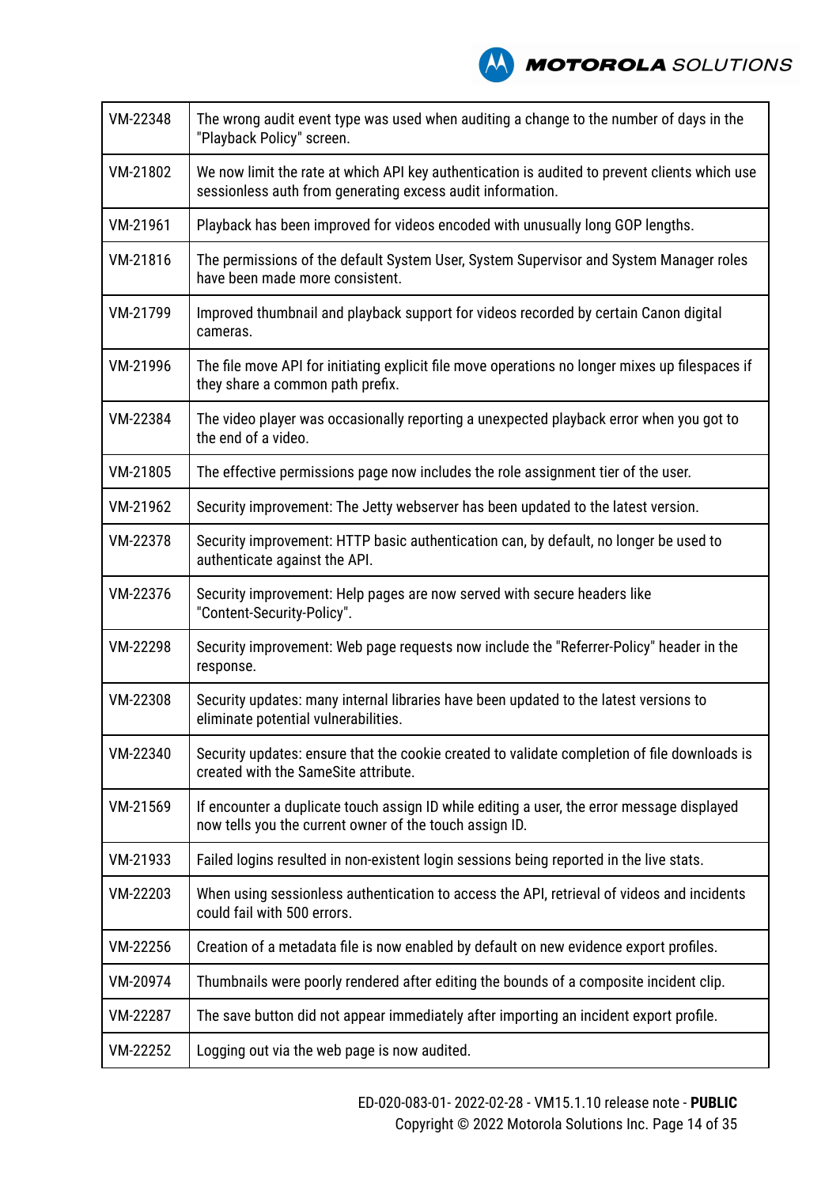| | |
|---|---|
| VM-22348 | The wrong audit event type was used when auditing a change to the number of days in the "Playback Policy" screen. |
| VM-21802 | We now limit the rate at which API key authentication is audited to prevent clients which use sessionless auth from generating excess audit information. |
| VM-21961 | Playback has been improved for videos encoded with unusually long GOP lengths. |
| VM-21816 | The permissions of the default System User, System Supervisor and System Manager roles have been made more consistent. |
| VM-21799 | Improved thumbnail and playback support for videos recorded by certain Canon digital cameras. |
| VM-21996 | The file move API for initiating explicit file move operations no longer mixes up filespaces if they share a common path prefix. |
| VM-22384 | The video player was occasionally reporting a unexpected playback error when you got to the end of a video. |
| VM-21805 | The effective permissions page now includes the role assignment tier of the user. |
| VM-21962 | Security improvement: The Jetty webserver has been updated to the latest version. |
| VM-22378 | Security improvement: HTTP basic authentication can, by default, no longer be used to authenticate against the API. |
| VM-22376 | Security improvement: Help pages are now served with secure headers like "Content-Security-Policy". |
| VM-22298 | Security improvement: Web page requests now include the "Referrer-Policy" header in the response. |
| VM-22308 | Security updates: many internal libraries have been updated to the latest versions to eliminate potential vulnerabilities. |
| VM-22340 | Security updates: ensure that the cookie created to validate completion of file downloads is created with the SameSite attribute. |
| VM-21569 | If encounter a duplicate touch assign ID while editing a user, the error message displayed now tells you the current owner of the touch assign ID. |
| VM-21933 | Failed logins resulted in non-existent login sessions being reported in the live stats. |
| VM-22203 | When using sessionless authentication to access the API, retrieval of videos and incidents could fail with 500 errors. |
| VM-22256 | Creation of a metadata file is now enabled by default on new evidence export profiles. |
| VM-20974 | Thumbnails were poorly rendered after editing the bounds of a composite incident clip. |
| VM-22287 | The save button did not appear immediately after importing an incident export profile. |
| VM-22252 | Logging out via the web page is now audited. |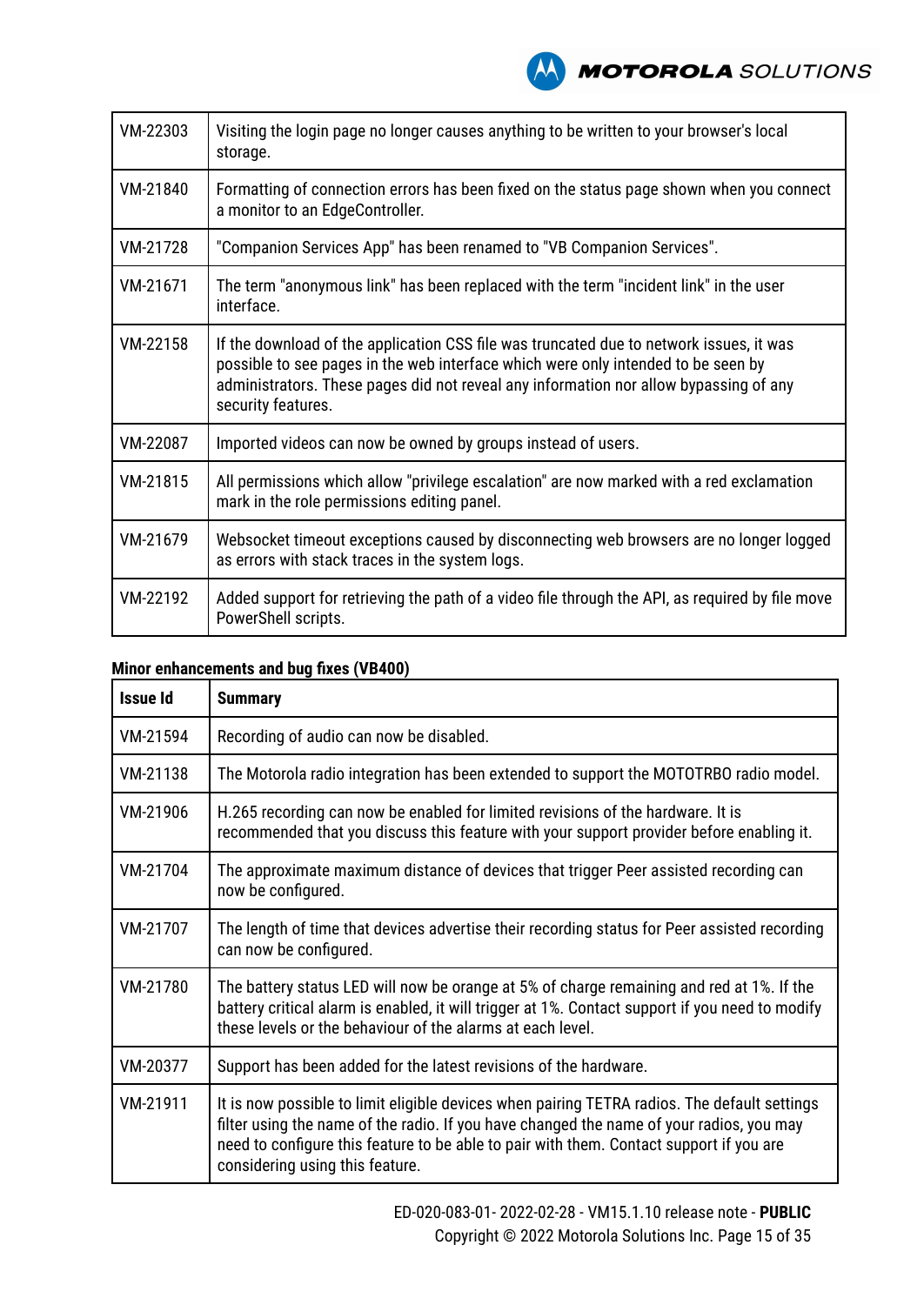| | |
|---|---|
| VM-22303 | Visiting the login page no longer causes anything to be written to your browser's local storage. |
| VM-21840 | Formatting of connection errors has been fixed on the status page shown when you connect a monitor to an EdgeController. |
| VM-21728 | "Companion Services App" has been renamed to "VB Companion Services". |
| VM-21671 | The term "anonymous link" has been replaced with the term "incident link" in the user interface. |
| VM-22158 | If the download of the application CSS file was truncated due to network issues, it was possible to see pages in the web interface which were only intended to be seen by administrators. These pages did not reveal any information nor allow bypassing of any security features. |
| VM-22087 | Imported videos can now be owned by groups instead of users. |
| VM-21815 | All permissions which allow "privilege escalation" are now marked with a red exclamation mark in the role permissions editing panel. |
| VM-21679 | Websocket timeout exceptions caused by disconnecting web browsers are no longer logged as errors with stack traces in the system logs. |
| VM-22192 | Added support for retrieving the path of a video file through the API, as required by file move PowerShell scripts. |

**Minor enhancements and bug fixes (VB400)**

| Issue Id | Summary |
|---|---|
| VM-21594 | Recording of audio can now be disabled. |
| VM-21138 | The Motorola radio integration has been extended to support the MOTOTRBO radio model. |
| VM-21906 | H.265 recording can now be enabled for limited revisions of the hardware. It is recommended that you discuss this feature with your support provider before enabling it. |
| VM-21704 | The approximate maximum distance of devices that trigger Peer assisted recording can now be configured. |
| VM-21707 | The length of time that devices advertise their recording status for Peer assisted recording can now be configured. |
| VM-21780 | The battery status LED will now be orange at 5% of charge remaining and red at 1%. If the battery critical alarm is enabled, it will trigger at 1%. Contact support if you need to modify these levels or the behaviour of the alarms at each level. |
| VM-20377 | Support has been added for the latest revisions of the hardware. |
| VM-21911 | It is now possible to limit eligible devices when pairing TETRA radios. The default settings filter using the name of the radio. If you have changed the name of your radios, you may need to configure this feature to be able to pair with them. Contact support if you are considering using this feature. |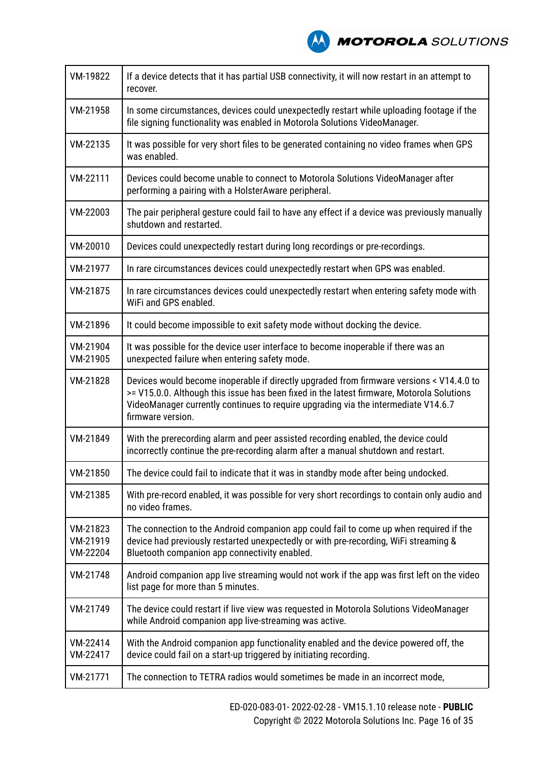| | |
|---|---|
| VM-19822 | If a device detects that it has partial USB connectivity, it will now restart in an attempt to recover. |
| VM-21958 | In some circumstances, devices could unexpectedly restart while uploading footage if the file signing functionality was enabled in Motorola Solutions VideoManager. |
| VM-22135 | It was possible for very short files to be generated containing no video frames when GPS was enabled. |
| VM-22111 | Devices could become unable to connect to Motorola Solutions VideoManager after performing a pairing with a HolsterAware peripheral. |
| VM-22003 | The pair peripheral gesture could fail to have any effect if a device was previously manually shutdown and restarted. |
| VM-20010 | Devices could unexpectedly restart during long recordings or pre-recordings. |
| VM-21977 | In rare circumstances devices could unexpectedly restart when GPS was enabled. |
| VM-21875 | In rare circumstances devices could unexpectedly restart when entering safety mode with WiFi and GPS enabled. |
| VM-21896 | It could become impossible to exit safety mode without docking the device. |
| VM-21904 VM-21905 | It was possible for the device user interface to become inoperable if there was an unexpected failure when entering safety mode. |
| VM-21828 | Devices would become inoperable if directly upgraded from firmware versions < V14.4.0 to >= V15.0.0. Although this issue has been fixed in the latest firmware, Motorola Solutions VideoManager currently continues to require upgrading via the intermediate V14.6.7 firmware version. |
| VM-21849 | With the prerecording alarm and peer assisted recording enabled, the device could incorrectly continue the pre-recording alarm after a manual shutdown and restart. |
| VM-21850 | The device could fail to indicate that it was in standby mode after being undocked. |
| VM-21385 | With pre-record enabled, it was possible for very short recordings to contain only audio and no video frames. |
| VM-21823 VM-21919 VM-22204 | The connection to the Android companion app could fail to come up when required if the device had previously restarted unexpectedly or with pre-recording, WiFi streaming & Bluetooth companion app connectivity enabled. |
| VM-21748 | Android companion app live streaming would not work if the app was first left on the video list page for more than 5 minutes. |
| VM-21749 | The device could restart if live view was requested in Motorola Solutions VideoManager while Android companion app live-streaming was active. |
| VM-22414 VM-22417 | With the Android companion app functionality enabled and the device powered off, the device could fail on a start-up triggered by initiating recording. |
| VM-21771 | The connection to TETRA radios would sometimes be made in an incorrect mode, |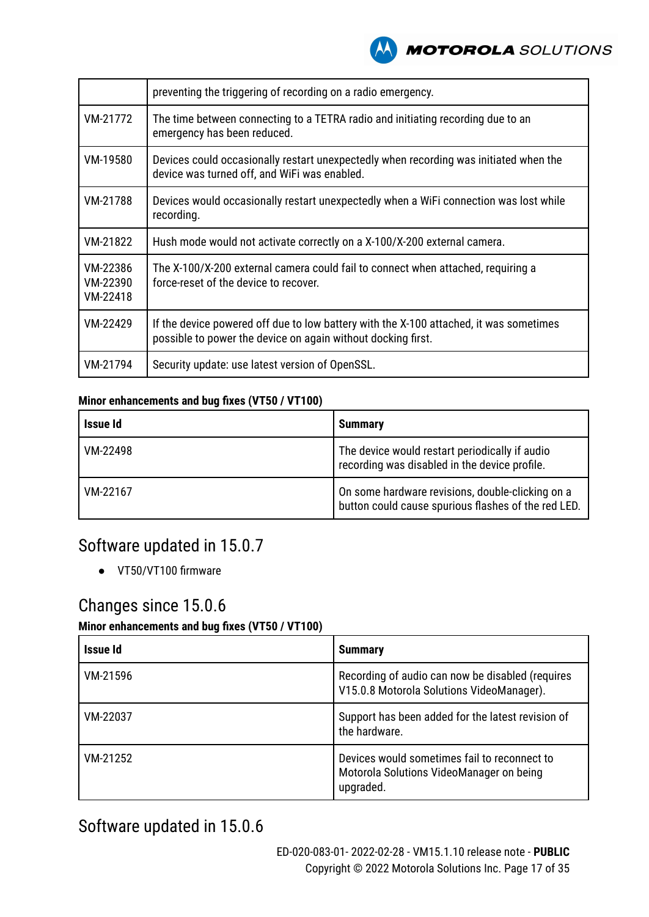| | |
|---|---|
| | preventing the triggering of recording on a radio emergency. |
| VM-21772 | The time between connecting to a TETRA radio and initiating recording due to an emergency has been reduced. |
| VM-19580 | Devices could occasionally restart unexpectedly when recording was initiated when the device was turned off, and WiFi was enabled. |
| VM-21788 | Devices would occasionally restart unexpectedly when a WiFi connection was lost while recording. |
| VM-21822 | Hush mode would not activate correctly on a X-100/X-200 external camera. |
| VM-22386 VM-22390 VM-22418 | The X-100/X-200 external camera could fail to connect when attached, requiring a force-reset of the device to recover. |
| VM-22429 | If the device powered off due to low battery with the X-100 attached, it was sometimes possible to power the device on again without docking first. |
| VM-21794 | Security update: use latest version of OpenSSL. |

**Minor enhancements and bug fixes (VT50 / VT100)**

| Issue Id | Summary |
|---|---|
| VM-22498 | The device would restart periodically if audio recording was disabled in the device profile. |
| VM-22167 | On some hardware revisions, double-clicking on a button could cause spurious flashes of the red LED. |

## Software updated in 15.0.7

- VT50/VT100 firmware

## Changes since 15.0.6

**Minor enhancements and bug fixes (VT50 / VT100)**

| Issue Id | Summary |
|---|---|
| VM-21596 | Recording of audio can now be disabled (requires V15.0.8 Motorola Solutions VideoManager). |
| VM-22037 | Support has been added for the latest revision of the hardware. |
| VM-21252 | Devices would sometimes fail to reconnect to Motorola Solutions VideoManager on being upgraded. |

## Software updated in 15.0.6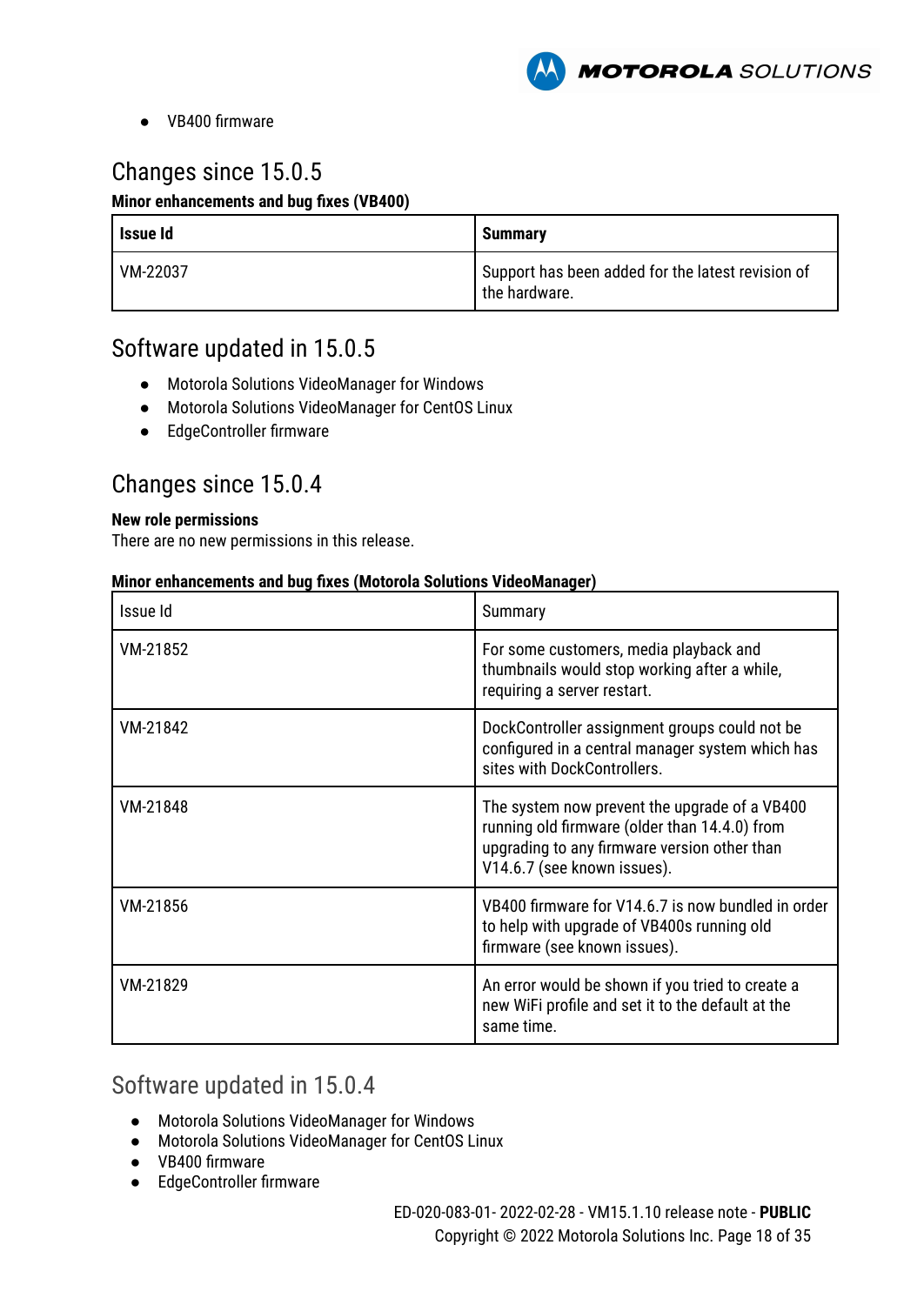- VB400 firmware

## Changes since 15.0.5

**Minor enhancements and bug fixes (VB400)**

| Issue Id | Summary |
|---|---|
| VM-22037 | Support has been added for the latest revision of the hardware. |

## Software updated in 15.0.5

- Motorola Solutions VideoManager for Windows
- Motorola Solutions VideoManager for CentOS Linux
- EdgeController firmware

## Changes since 15.0.4

**New role permissions**

There are no new permissions in this release.

**Minor enhancements and bug fixes (Motorola Solutions VideoManager)**

| Issue Id | Summary |
|---|---|
| VM-21852 | For some customers, media playback and thumbnails would stop working after a while, requiring a server restart. |
| VM-21842 | DockController assignment groups could not be configured in a central manager system which has sites with DockControllers. |
| VM-21848 | The system now prevent the upgrade of a VB400 running old firmware (older than 14.4.0) from upgrading to any firmware version other than V14.6.7 (see known issues). |
| VM-21856 | VB400 firmware for V14.6.7 is now bundled in order to help with upgrade of VB400s running old firmware (see known issues). |
| VM-21829 | An error would be shown if you tried to create a new WiFi profile and set it to the default at the same time. |

## Software updated in 15.0.4

- Motorola Solutions VideoManager for Windows
- Motorola Solutions VideoManager for CentOS Linux
- VB400 firmware
- EdgeController firmware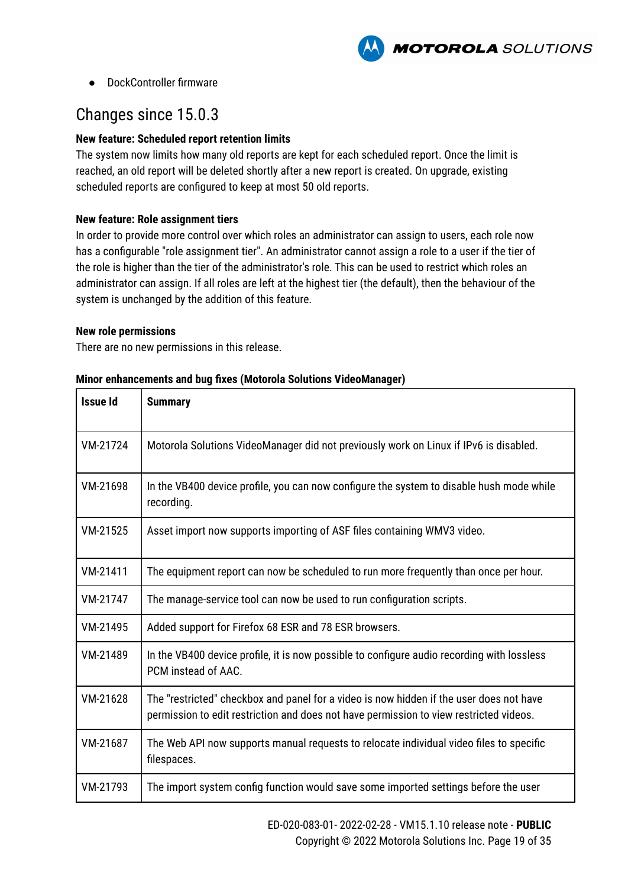- DockController firmware

## Changes since 15.0.3

**New feature: Scheduled report retention limits**

The system now limits how many old reports are kept for each scheduled report. Once the limit is reached, an old report will be deleted shortly after a new report is created. On upgrade, existing scheduled reports are configured to keep at most 50 old reports.

**New feature: Role assignment tiers**

In order to provide more control over which roles an administrator can assign to users, each role now has a configurable "role assignment tier". An administrator cannot assign a role to a user if the tier of the role is higher than the tier of the administrator's role. This can be used to restrict which roles an administrator can assign. If all roles are left at the highest tier (the default), then the behaviour of the system is unchanged by the addition of this feature.

**New role permissions**

There are no new permissions in this release.

**Minor enhancements and bug fixes (Motorola Solutions VideoManager)**

| Issue Id | Summary |
|---|---|
| VM-21724 | Motorola Solutions VideoManager did not previously work on Linux if IPv6 is disabled. |
| VM-21698 | In the VB400 device profile, you can now configure the system to disable hush mode while recording. |
| VM-21525 | Asset import now supports importing of ASF files containing WMV3 video. |
| VM-21411 | The equipment report can now be scheduled to run more frequently than once per hour. |
| VM-21747 | The manage-service tool can now be used to run configuration scripts. |
| VM-21495 | Added support for Firefox 68 ESR and 78 ESR browsers. |
| VM-21489 | In the VB400 device profile, it is now possible to configure audio recording with lossless PCM instead of AAC. |
| VM-21628 | The "restricted" checkbox and panel for a video is now hidden if the user does not have permission to edit restriction and does not have permission to view restricted videos. |
| VM-21687 | The Web API now supports manual requests to relocate individual video files to specific filespaces. |
| VM-21793 | The import system config function would save some imported settings before the user |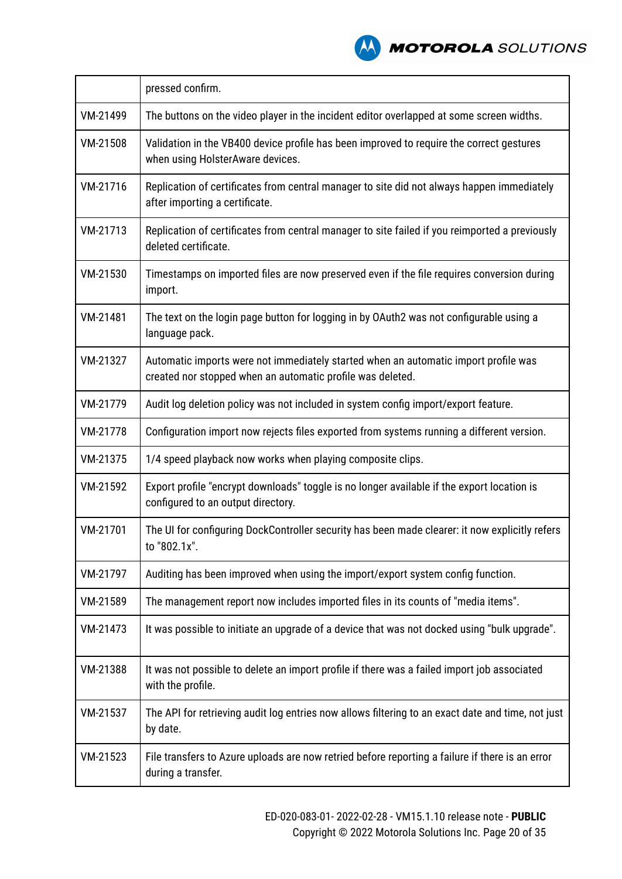| | |
|---|---|
| | pressed confirm. |
| VM-21499 | The buttons on the video player in the incident editor overlapped at some screen widths. |
| VM-21508 | Validation in the VB400 device profile has been improved to require the correct gestures when using HolsterAware devices. |
| VM-21716 | Replication of certificates from central manager to site did not always happen immediately after importing a certificate. |
| VM-21713 | Replication of certificates from central manager to site failed if you reimported a previously deleted certificate. |
| VM-21530 | Timestamps on imported files are now preserved even if the file requires conversion during import. |
| VM-21481 | The text on the login page button for logging in by OAuth2 was not configurable using a language pack. |
| VM-21327 | Automatic imports were not immediately started when an automatic import profile was created nor stopped when an automatic profile was deleted. |
| VM-21779 | Audit log deletion policy was not included in system config import/export feature. |
| VM-21778 | Configuration import now rejects files exported from systems running a different version. |
| VM-21375 | 1/4 speed playback now works when playing composite clips. |
| VM-21592 | Export profile "encrypt downloads" toggle is no longer available if the export location is configured to an output directory. |
| VM-21701 | The UI for configuring DockController security has been made clearer: it now explicitly refers to "802.1x". |
| VM-21797 | Auditing has been improved when using the import/export system config function. |
| VM-21589 | The management report now includes imported files in its counts of "media items". |
| VM-21473 | It was possible to initiate an upgrade of a device that was not docked using "bulk upgrade". |
| VM-21388 | It was not possible to delete an import profile if there was a failed import job associated with the profile. |
| VM-21537 | The API for retrieving audit log entries now allows filtering to an exact date and time, not just by date. |
| VM-21523 | File transfers to Azure uploads are now retried before reporting a failure if there is an error during a transfer. |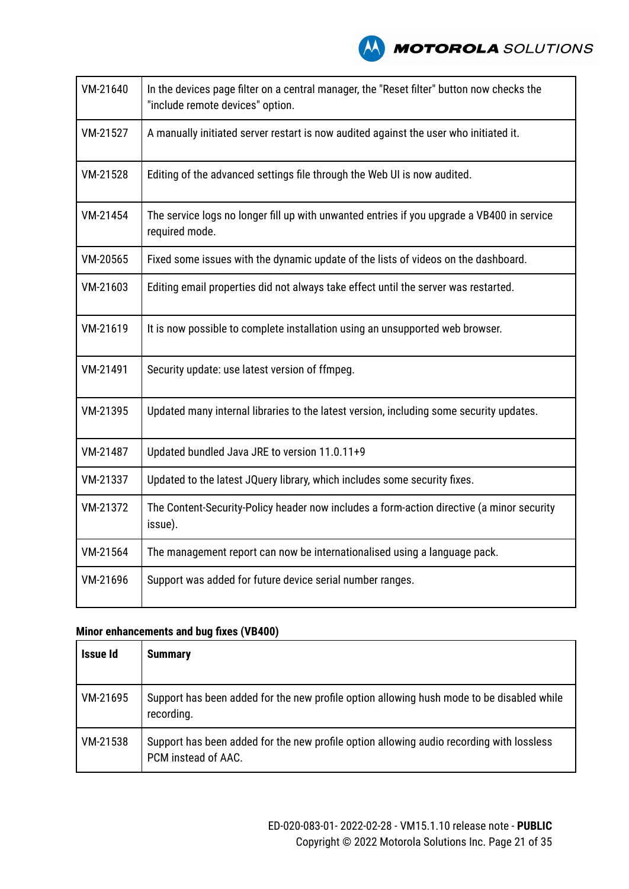| | |
|---|---|
| VM-21640 | In the devices page filter on a central manager, the "Reset filter" button now checks the "include remote devices" option. |
| VM-21527 | A manually initiated server restart is now audited against the user who initiated it. |
| VM-21528 | Editing of the advanced settings file through the Web UI is now audited. |
| VM-21454 | The service logs no longer fill up with unwanted entries if you upgrade a VB400 in service required mode. |
| VM-20565 | Fixed some issues with the dynamic update of the lists of videos on the dashboard. |
| VM-21603 | Editing email properties did not always take effect until the server was restarted. |
| VM-21619 | It is now possible to complete installation using an unsupported web browser. |
| VM-21491 | Security update: use latest version of ffmpeg. |
| VM-21395 | Updated many internal libraries to the latest version, including some security updates. |
| VM-21487 | Updated bundled Java JRE to version 11.0.11+9 |
| VM-21337 | Updated to the latest JQuery library, which includes some security fixes. |
| VM-21372 | The Content-Security-Policy header now includes a form-action directive (a minor security issue). |
| VM-21564 | The management report can now be internationalised using a language pack. |
| VM-21696 | Support was added for future device serial number ranges. |

**Minor enhancements and bug fixes (VB400)**

| Issue Id | Summary |
|---|---|
| VM-21695 | Support has been added for the new profile option allowing hush mode to be disabled while recording. |
| VM-21538 | Support has been added for the new profile option allowing audio recording with lossless PCM instead of AAC. |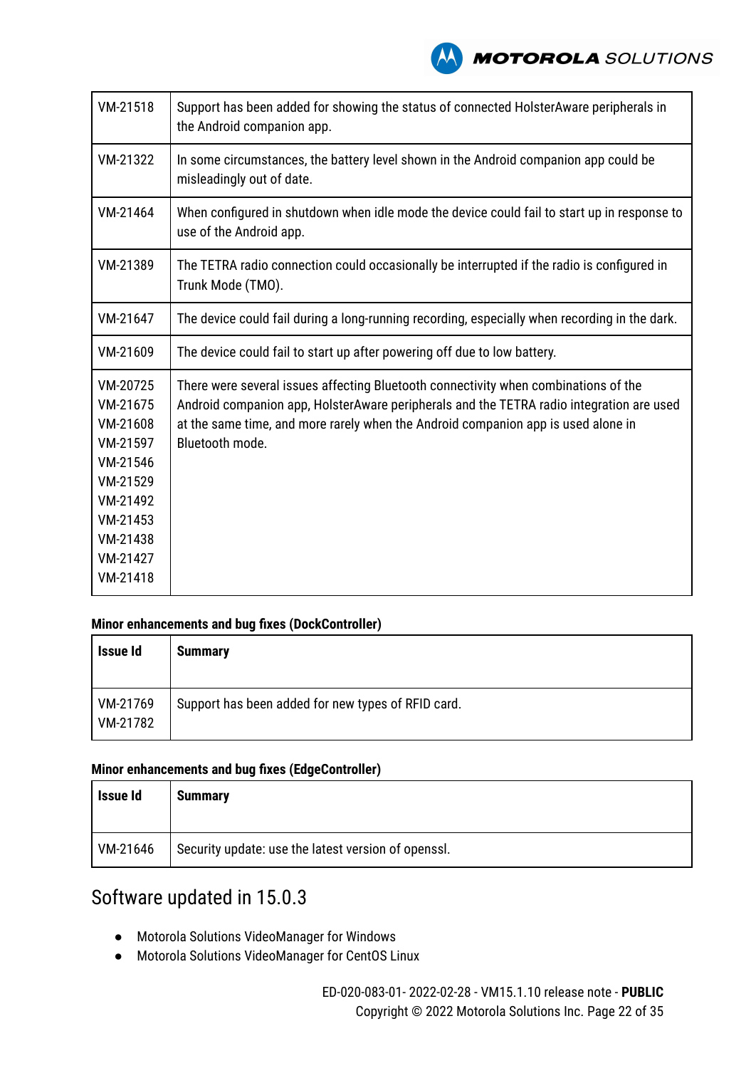| | |
|---|---|
| VM-21518 | Support has been added for showing the status of connected HolsterAware peripherals in the Android companion app. |
| VM-21322 | In some circumstances, the battery level shown in the Android companion app could be misleadingly out of date. |
| VM-21464 | When configured in shutdown when idle mode the device could fail to start up in response to use of the Android app. |
| VM-21389 | The TETRA radio connection could occasionally be interrupted if the radio is configured in Trunk Mode (TMO). |
| VM-21647 | The device could fail during a long-running recording, especially when recording in the dark. |
| VM-21609 | The device could fail to start up after powering off due to low battery. |
| VM-20725 VM-21675 VM-21608 VM-21597 VM-21546 VM-21529 VM-21492 VM-21453 VM-21438 VM-21427 VM-21418 | There were several issues affecting Bluetooth connectivity when combinations of the Android companion app, HolsterAware peripherals and the TETRA radio integration are used at the same time, and more rarely when the Android companion app is used alone in Bluetooth mode. |

**Minor enhancements and bug fixes (DockController)**

| Issue Id | Summary |
|---|---|
| VM-21769 VM-21782 | Support has been added for new types of RFID card. |

**Minor enhancements and bug fixes (EdgeController)**

| Issue Id | Summary |
|---|---|
| VM-21646 | Security update: use the latest version of openssl. |

## Software updated in 15.0.3

- Motorola Solutions VideoManager for Windows
- Motorola Solutions VideoManager for CentOS Linux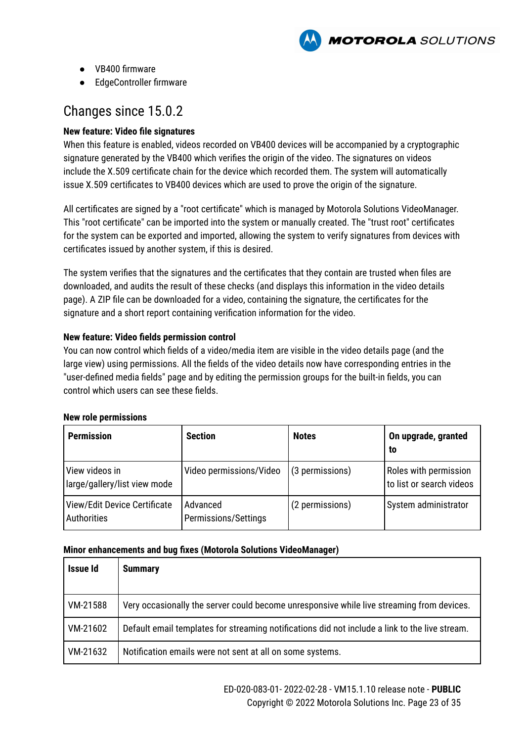- VB400 firmware
- EdgeController firmware

## Changes since 15.0.2

**New feature: Video file signatures**

When this feature is enabled, videos recorded on VB400 devices will be accompanied by a cryptographic signature generated by the VB400 which verifies the origin of the video. The signatures on videos include the X.509 certificate chain for the device which recorded them. The system will automatically issue X.509 certificates to VB400 devices which are used to prove the origin of the signature.

All certificates are signed by a "root certificate" which is managed by Motorola Solutions VideoManager. This "root certificate" can be imported into the system or manually created. The "trust root" certificates for the system can be exported and imported, allowing the system to verify signatures from devices with certificates issued by another system, if this is desired.

The system verifies that the signatures and the certificates that they contain are trusted when files are downloaded, and audits the result of these checks (and displays this information in the video details page). A ZIP file can be downloaded for a video, containing the signature, the certificates for the signature and a short report containing verification information for the video.

**New feature: Video fields permission control**

You can now control which fields of a video/media item are visible in the video details page (and the large view) using permissions. All the fields of the video details now have corresponding entries in the "user-defined media fields" page and by editing the permission groups for the built-in fields, you can control which users can see these fields.

**New role permissions**

| Permission | Section | Notes | On upgrade, granted to |
|---|---|---|---|
| View videos in large/gallery/list view mode | Video permissions/Video | (3 permissions) | Roles with permission to list or search videos |
| View/Edit Device Certificate Authorities | Advanced Permissions/Settings | (2 permissions) | System administrator |

**Minor enhancements and bug fixes (Motorola Solutions VideoManager)**

| Issue Id | Summary |
|---|---|
| VM-21588 | Very occasionally the server could become unresponsive while live streaming from devices. |
| VM-21602 | Default email templates for streaming notifications did not include a link to the live stream. |
| VM-21632 | Notification emails were not sent at all on some systems. |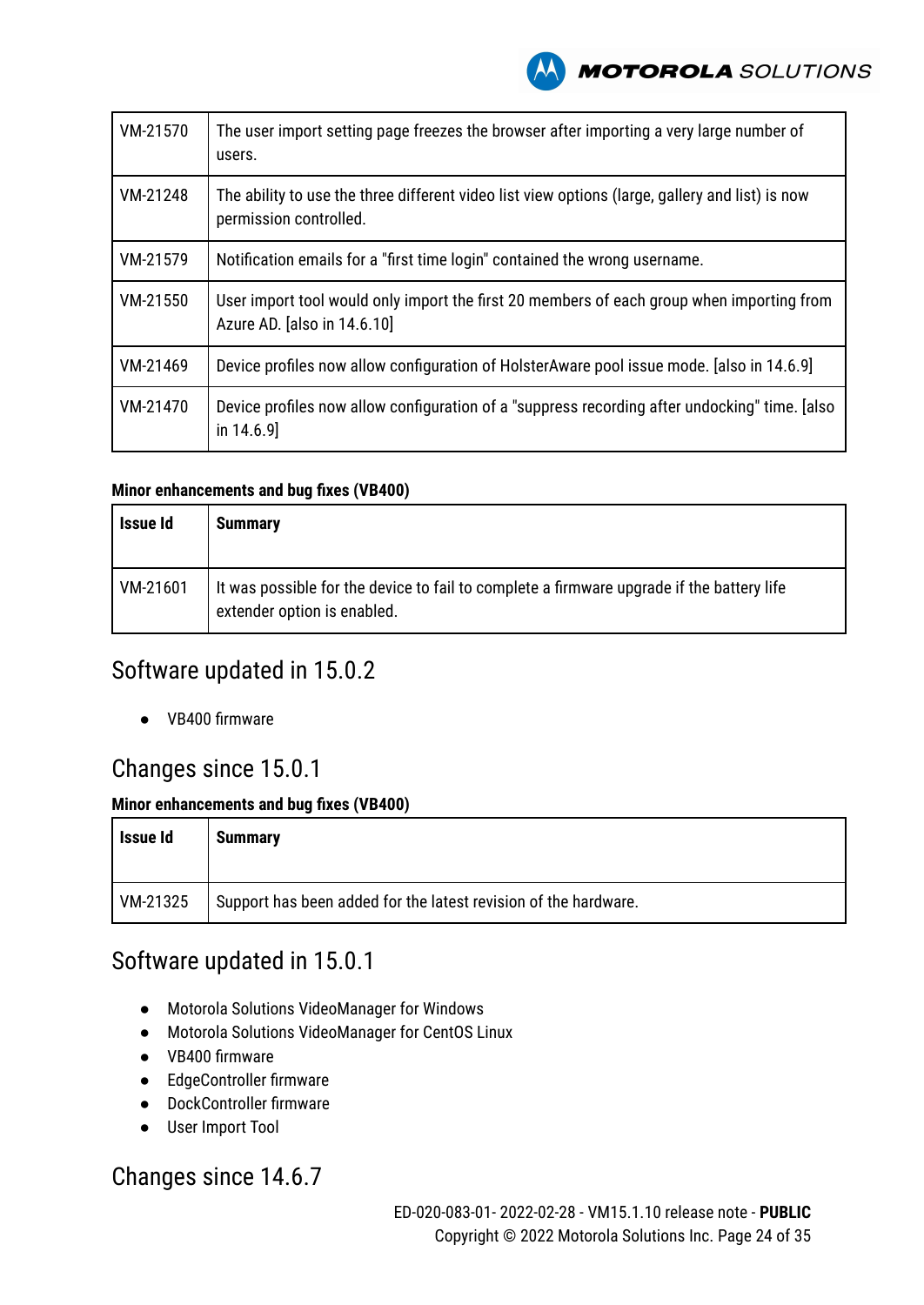| | |
|---|---|
| VM-21570 | The user import setting page freezes the browser after importing a very large number of users. |
| VM-21248 | The ability to use the three different video list view options (large, gallery and list) is now permission controlled. |
| VM-21579 | Notification emails for a "first time login" contained the wrong username. |
| VM-21550 | User import tool would only import the first 20 members of each group when importing from Azure AD. [also in 14.6.10] |
| VM-21469 | Device profiles now allow configuration of HolsterAware pool issue mode. [also in 14.6.9] |
| VM-21470 | Device profiles now allow configuration of a "suppress recording after undocking" time. [also in 14.6.9] |

**Minor enhancements and bug fixes (VB400)**

| Issue Id | Summary |
|---|---|
| VM-21601 | It was possible for the device to fail to complete a firmware upgrade if the battery life extender option is enabled. |

## Software updated in 15.0.2

- VB400 firmware

## Changes since 15.0.1

**Minor enhancements and bug fixes (VB400)**

| Issue Id | Summary |
|---|---|
| VM-21325 | Support has been added for the latest revision of the hardware. |

## Software updated in 15.0.1

- Motorola Solutions VideoManager for Windows
- Motorola Solutions VideoManager for CentOS Linux
- VB400 firmware
- EdgeController firmware
- DockController firmware
- User Import Tool

## Changes since 14.6.7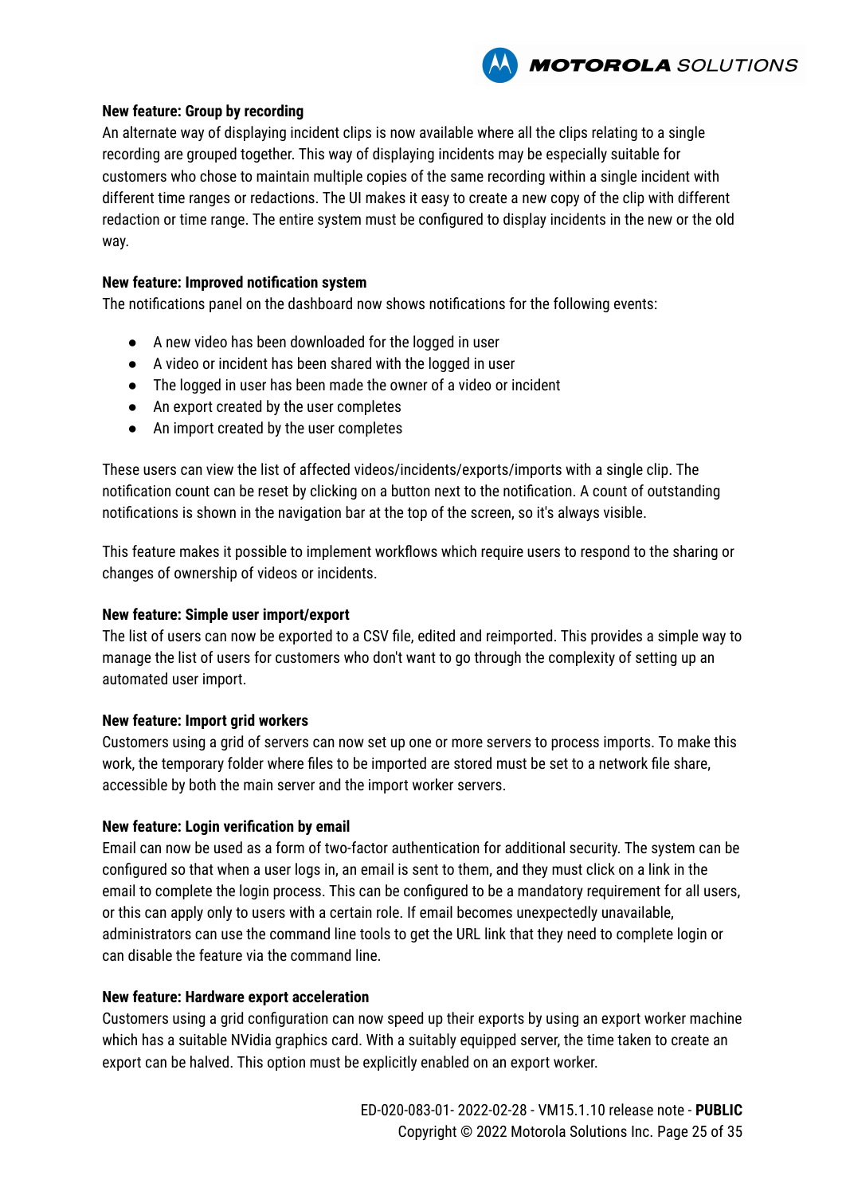**New feature: Group by recording**

An alternate way of displaying incident clips is now available where all the clips relating to a single recording are grouped together. This way of displaying incidents may be especially suitable for customers who chose to maintain multiple copies of the same recording within a single incident with different time ranges or redactions. The UI makes it easy to create a new copy of the clip with different redaction or time range. The entire system must be configured to display incidents in the new or the old way.

**New feature: Improved notification system**

The notifications panel on the dashboard now shows notifications for the following events:

- A new video has been downloaded for the logged in user
- A video or incident has been shared with the logged in user
- The logged in user has been made the owner of a video or incident
- An export created by the user completes
- An import created by the user completes

These users can view the list of affected videos/incidents/exports/imports with a single clip. The notification count can be reset by clicking on a button next to the notification. A count of outstanding notifications is shown in the navigation bar at the top of the screen, so it's always visible.

This feature makes it possible to implement workflows which require users to respond to the sharing or changes of ownership of videos or incidents.

**New feature: Simple user import/export**

The list of users can now be exported to a CSV file, edited and reimported. This provides a simple way to manage the list of users for customers who don't want to go through the complexity of setting up an automated user import.

**New feature: Import grid workers**

Customers using a grid of servers can now set up one or more servers to process imports. To make this work, the temporary folder where files to be imported are stored must be set to a network file share, accessible by both the main server and the import worker servers.

**New feature: Login verification by email**

Email can now be used as a form of two-factor authentication for additional security. The system can be configured so that when a user logs in, an email is sent to them, and they must click on a link in the email to complete the login process. This can be configured to be a mandatory requirement for all users, or this can apply only to users with a certain role. If email becomes unexpectedly unavailable, administrators can use the command line tools to get the URL link that they need to complete login or can disable the feature via the command line.

**New feature: Hardware export acceleration**

Customers using a grid configuration can now speed up their exports by using an export worker machine which has a suitable NVidia graphics card. With a suitably equipped server, the time taken to create an export can be halved. This option must be explicitly enabled on an export worker.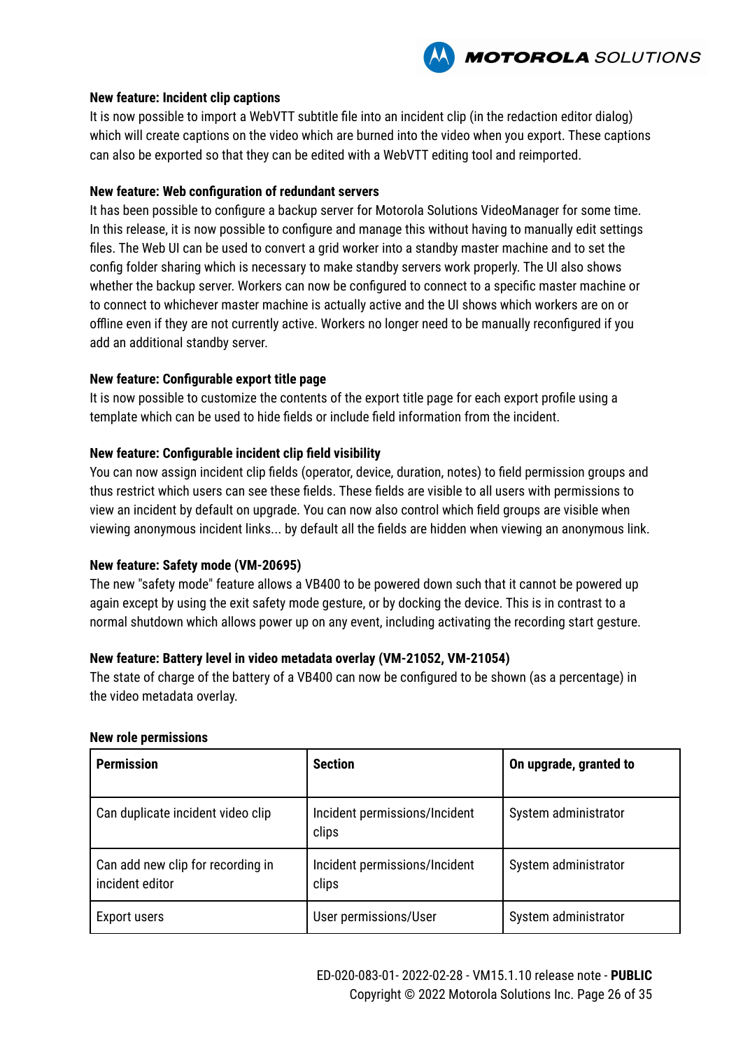**New feature: Incident clip captions**

It is now possible to import a WebVTT subtitle file into an incident clip (in the redaction editor dialog) which will create captions on the video which are burned into the video when you export. These captions can also be exported so that they can be edited with a WebVTT editing tool and reimported.

**New feature: Web configuration of redundant servers**

It has been possible to configure a backup server for Motorola Solutions VideoManager for some time. In this release, it is now possible to configure and manage this without having to manually edit settings files. The Web UI can be used to convert a grid worker into a standby master machine and to set the config folder sharing which is necessary to make standby servers work properly. The UI also shows whether the backup server. Workers can now be configured to connect to a specific master machine or to connect to whichever master machine is actually active and the UI shows which workers are on or offline even if they are not currently active. Workers no longer need to be manually reconfigured if you add an additional standby server.

**New feature: Configurable export title page**

It is now possible to customize the contents of the export title page for each export profile using a template which can be used to hide fields or include field information from the incident.

**New feature: Configurable incident clip field visibility**

You can now assign incident clip fields (operator, device, duration, notes) to field permission groups and thus restrict which users can see these fields. These fields are visible to all users with permissions to view an incident by default on upgrade. You can now also control which field groups are visible when viewing anonymous incident links... by default all the fields are hidden when viewing an anonymous link.

**New feature: Safety mode (VM-20695)**

The new "safety mode" feature allows a VB400 to be powered down such that it cannot be powered up again except by using the exit safety mode gesture, or by docking the device. This is in contrast to a normal shutdown which allows power up on any event, including activating the recording start gesture.

**New feature: Battery level in video metadata overlay (VM-21052, VM-21054)**

The state of charge of the battery of a VB400 can now be configured to be shown (as a percentage) in the video metadata overlay.

**New role permissions**

| Permission | Section | On upgrade, granted to |
|---|---|---|
| Can duplicate incident video clip | Incident permissions/Incident clips | System administrator |
| Can add new clip for recording in incident editor | Incident permissions/Incident clips | System administrator |
| Export users | User permissions/User | System administrator |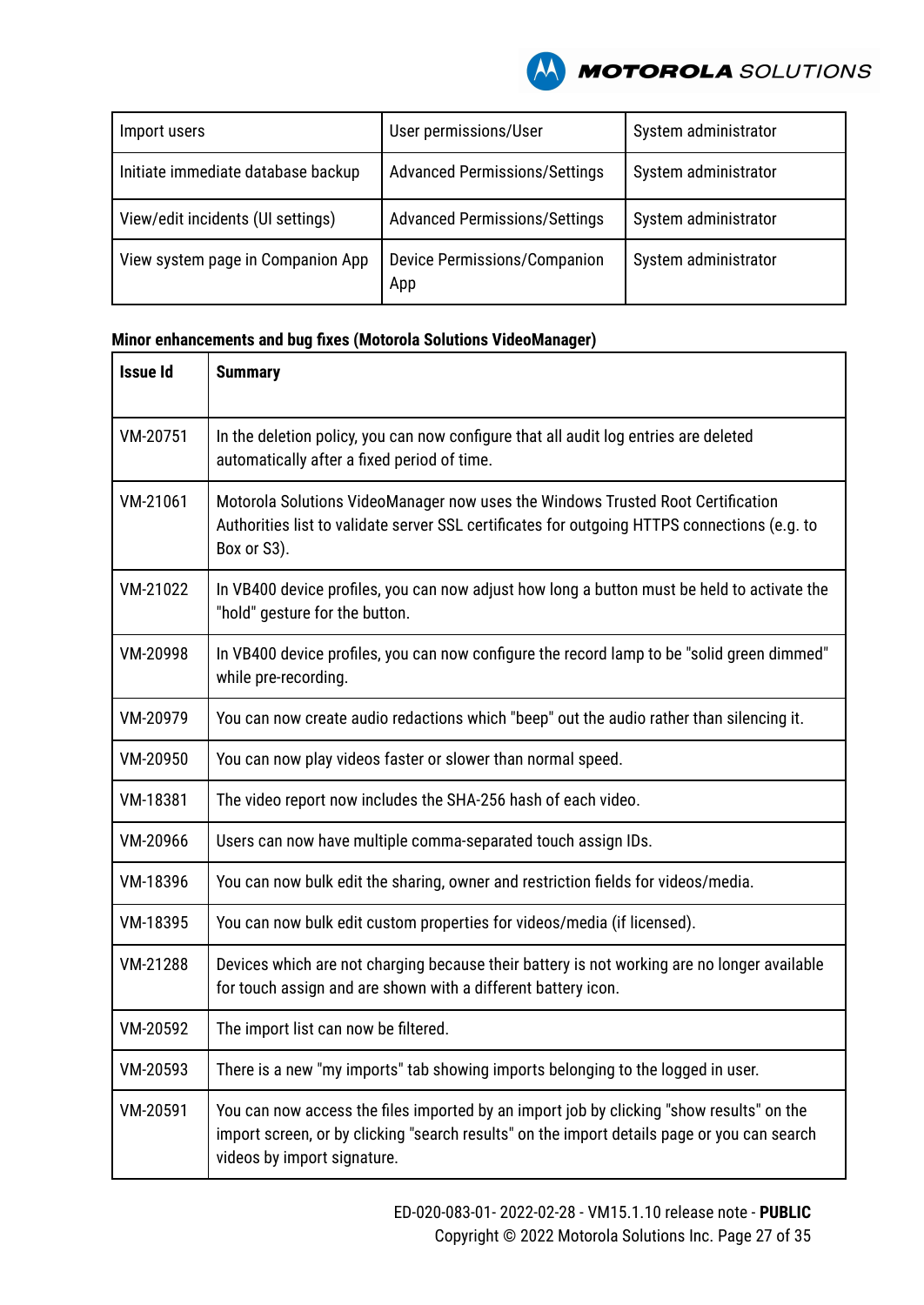| Import users | User permissions/User | System administrator |
|---|---|---|
| Initiate immediate database backup | Advanced Permissions/Settings | System administrator |
| View/edit incidents (UI settings) | Advanced Permissions/Settings | System administrator |
| View system page in Companion App | Device Permissions/Companion App | System administrator |

**Minor enhancements and bug fixes (Motorola Solutions VideoManager)**

| Issue Id | Summary |
|---|---|
| VM-20751 | In the deletion policy, you can now configure that all audit log entries are deleted automatically after a fixed period of time. |
| VM-21061 | Motorola Solutions VideoManager now uses the Windows Trusted Root Certification Authorities list to validate server SSL certificates for outgoing HTTPS connections (e.g. to Box or S3). |
| VM-21022 | In VB400 device profiles, you can now adjust how long a button must be held to activate the "hold" gesture for the button. |
| VM-20998 | In VB400 device profiles, you can now configure the record lamp to be "solid green dimmed" while pre-recording. |
| VM-20979 | You can now create audio redactions which "beep" out the audio rather than silencing it. |
| VM-20950 | You can now play videos faster or slower than normal speed. |
| VM-18381 | The video report now includes the SHA-256 hash of each video. |
| VM-20966 | Users can now have multiple comma-separated touch assign IDs. |
| VM-18396 | You can now bulk edit the sharing, owner and restriction fields for videos/media. |
| VM-18395 | You can now bulk edit custom properties for videos/media (if licensed). |
| VM-21288 | Devices which are not charging because their battery is not working are no longer available for touch assign and are shown with a different battery icon. |
| VM-20592 | The import list can now be filtered. |
| VM-20593 | There is a new "my imports" tab showing imports belonging to the logged in user. |
| VM-20591 | You can now access the files imported by an import job by clicking "show results" on the import screen, or by clicking "search results" on the import details page or you can search videos by import signature. |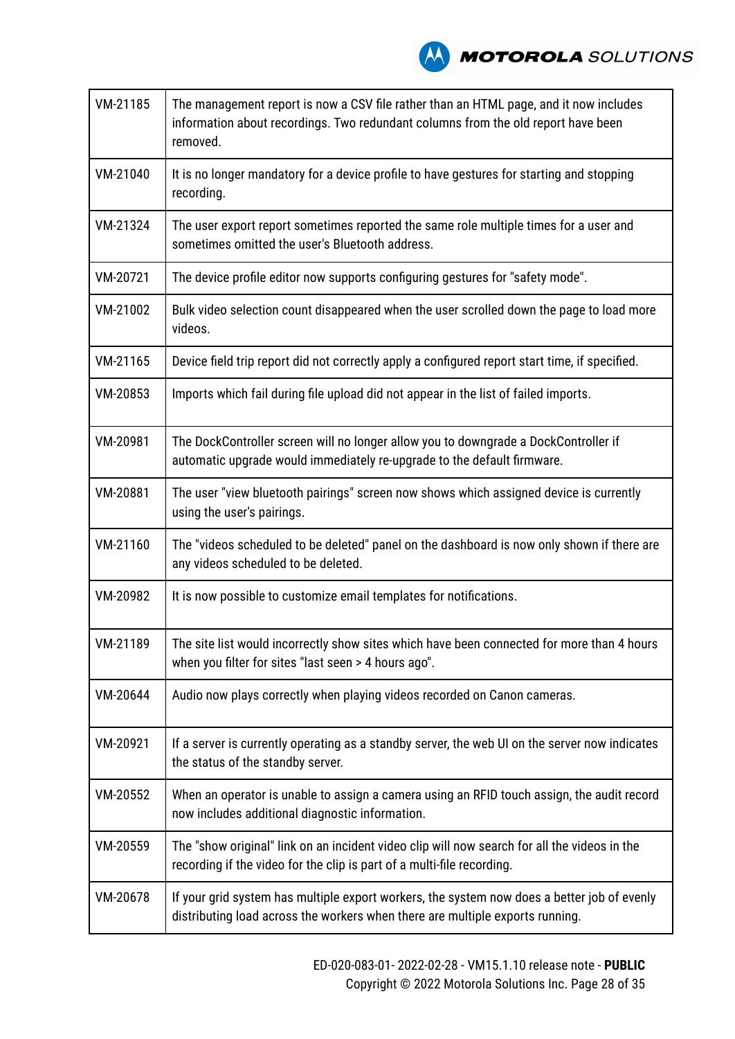| VM-21185 | The management report is now a CSV file rather than an HTML page, and it now includes information about recordings. Two redundant columns from the old report have been removed. |
|---|---|
| VM-21040 | It is no longer mandatory for a device profile to have gestures for starting and stopping recording. |
| VM-21324 | The user export report sometimes reported the same role multiple times for a user and sometimes omitted the user's Bluetooth address. |
| VM-20721 | The device profile editor now supports configuring gestures for "safety mode". |
| VM-21002 | Bulk video selection count disappeared when the user scrolled down the page to load more videos. |
| VM-21165 | Device field trip report did not correctly apply a configured report start time, if specified. |
| VM-20853 | Imports which fail during file upload did not appear in the list of failed imports. |
| VM-20981 | The DockController screen will no longer allow you to downgrade a DockController if automatic upgrade would immediately re-upgrade to the default firmware. |
| VM-20881 | The user "view bluetooth pairings" screen now shows which assigned device is currently using the user's pairings. |
| VM-21160 | The "videos scheduled to be deleted" panel on the dashboard is now only shown if there are any videos scheduled to be deleted. |
| VM-20982 | It is now possible to customize email templates for notifications. |
| VM-21189 | The site list would incorrectly show sites which have been connected for more than 4 hours when you filter for sites "last seen > 4 hours ago". |
| VM-20644 | Audio now plays correctly when playing videos recorded on Canon cameras. |
| VM-20921 | If a server is currently operating as a standby server, the web UI on the server now indicates the status of the standby server. |
| VM-20552 | When an operator is unable to assign a camera using an RFID touch assign, the audit record now includes additional diagnostic information. |
| VM-20559 | The "show original" link on an incident video clip will now search for all the videos in the recording if the video for the clip is part of a multi-file recording. |
| VM-20678 | If your grid system has multiple export workers, the system now does a better job of evenly distributing load across the workers when there are multiple exports running. |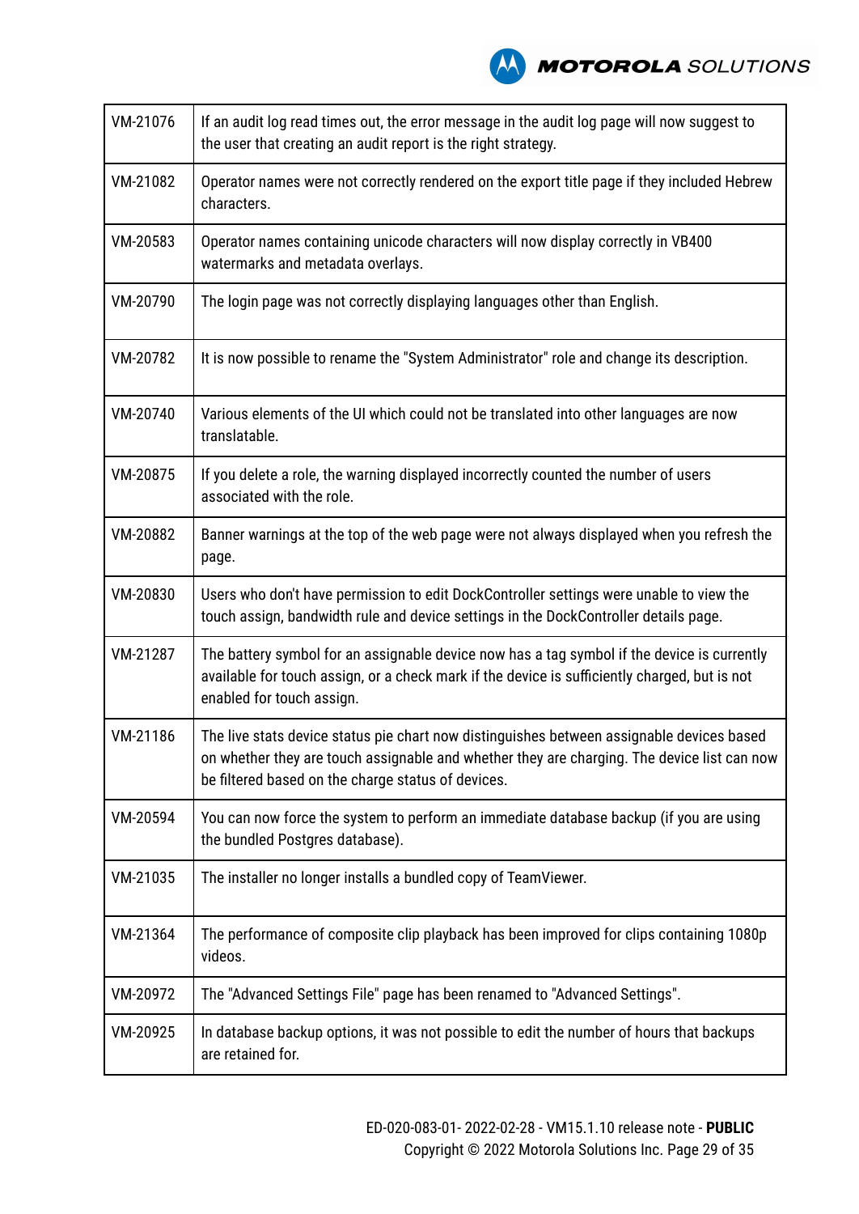| VM-21076 | If an audit log read times out, the error message in the audit log page will now suggest to the user that creating an audit report is the right strategy. |
|---|---|
| VM-21082 | Operator names were not correctly rendered on the export title page if they included Hebrew characters. |
| VM-20583 | Operator names containing unicode characters will now display correctly in VB400 watermarks and metadata overlays. |
| VM-20790 | The login page was not correctly displaying languages other than English. |
| VM-20782 | It is now possible to rename the "System Administrator" role and change its description. |
| VM-20740 | Various elements of the UI which could not be translated into other languages are now translatable. |
| VM-20875 | If you delete a role, the warning displayed incorrectly counted the number of users associated with the role. |
| VM-20882 | Banner warnings at the top of the web page were not always displayed when you refresh the page. |
| VM-20830 | Users who don't have permission to edit DockController settings were unable to view the touch assign, bandwidth rule and device settings in the DockController details page. |
| VM-21287 | The battery symbol for an assignable device now has a tag symbol if the device is currently available for touch assign, or a check mark if the device is sufficiently charged, but is not enabled for touch assign. |
| VM-21186 | The live stats device status pie chart now distinguishes between assignable devices based on whether they are touch assignable and whether they are charging. The device list can now be filtered based on the charge status of devices. |
| VM-20594 | You can now force the system to perform an immediate database backup (if you are using the bundled Postgres database). |
| VM-21035 | The installer no longer installs a bundled copy of TeamViewer. |
| VM-21364 | The performance of composite clip playback has been improved for clips containing 1080p videos. |
| VM-20972 | The "Advanced Settings File" page has been renamed to "Advanced Settings". |
| VM-20925 | In database backup options, it was not possible to edit the number of hours that backups are retained for. |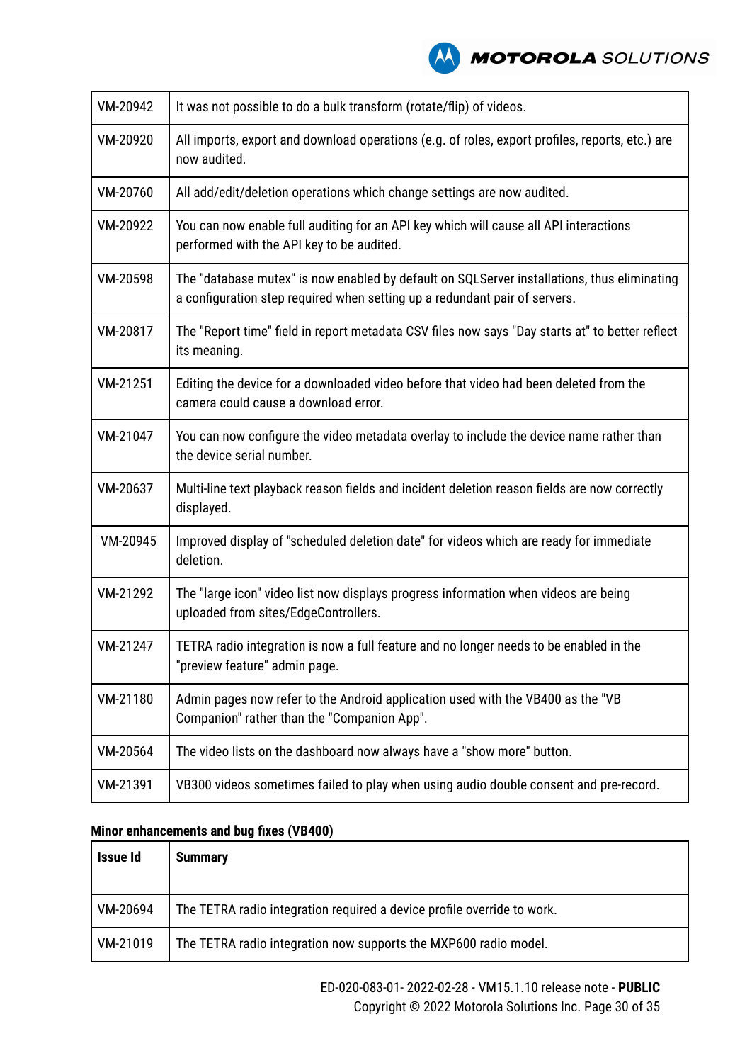| | |
|---|---|
| VM-20942 | It was not possible to do a bulk transform (rotate/flip) of videos. |
| VM-20920 | All imports, export and download operations (e.g. of roles, export profiles, reports, etc.) are now audited. |
| VM-20760 | All add/edit/deletion operations which change settings are now audited. |
| VM-20922 | You can now enable full auditing for an API key which will cause all API interactions performed with the API key to be audited. |
| VM-20598 | The "database mutex" is now enabled by default on SQLServer installations, thus eliminating a configuration step required when setting up a redundant pair of servers. |
| VM-20817 | The "Report time" field in report metadata CSV files now says "Day starts at" to better reflect its meaning. |
| VM-21251 | Editing the device for a downloaded video before that video had been deleted from the camera could cause a download error. |
| VM-21047 | You can now configure the video metadata overlay to include the device name rather than the device serial number. |
| VM-20637 | Multi-line text playback reason fields and incident deletion reason fields are now correctly displayed. |
| VM-20945 | Improved display of "scheduled deletion date" for videos which are ready for immediate deletion. |
| VM-21292 | The "large icon" video list now displays progress information when videos are being uploaded from sites/EdgeControllers. |
| VM-21247 | TETRA radio integration is now a full feature and no longer needs to be enabled in the "preview feature" admin page. |
| VM-21180 | Admin pages now refer to the Android application used with the VB400 as the "VB Companion" rather than the "Companion App". |
| VM-20564 | The video lists on the dashboard now always have a "show more" button. |
| VM-21391 | VB300 videos sometimes failed to play when using audio double consent and pre-record. |

**Minor enhancements and bug fixes (VB400)**

| Issue Id | Summary |
|---|---|
| VM-20694 | The TETRA radio integration required a device profile override to work. |
| VM-21019 | The TETRA radio integration now supports the MXP600 radio model. |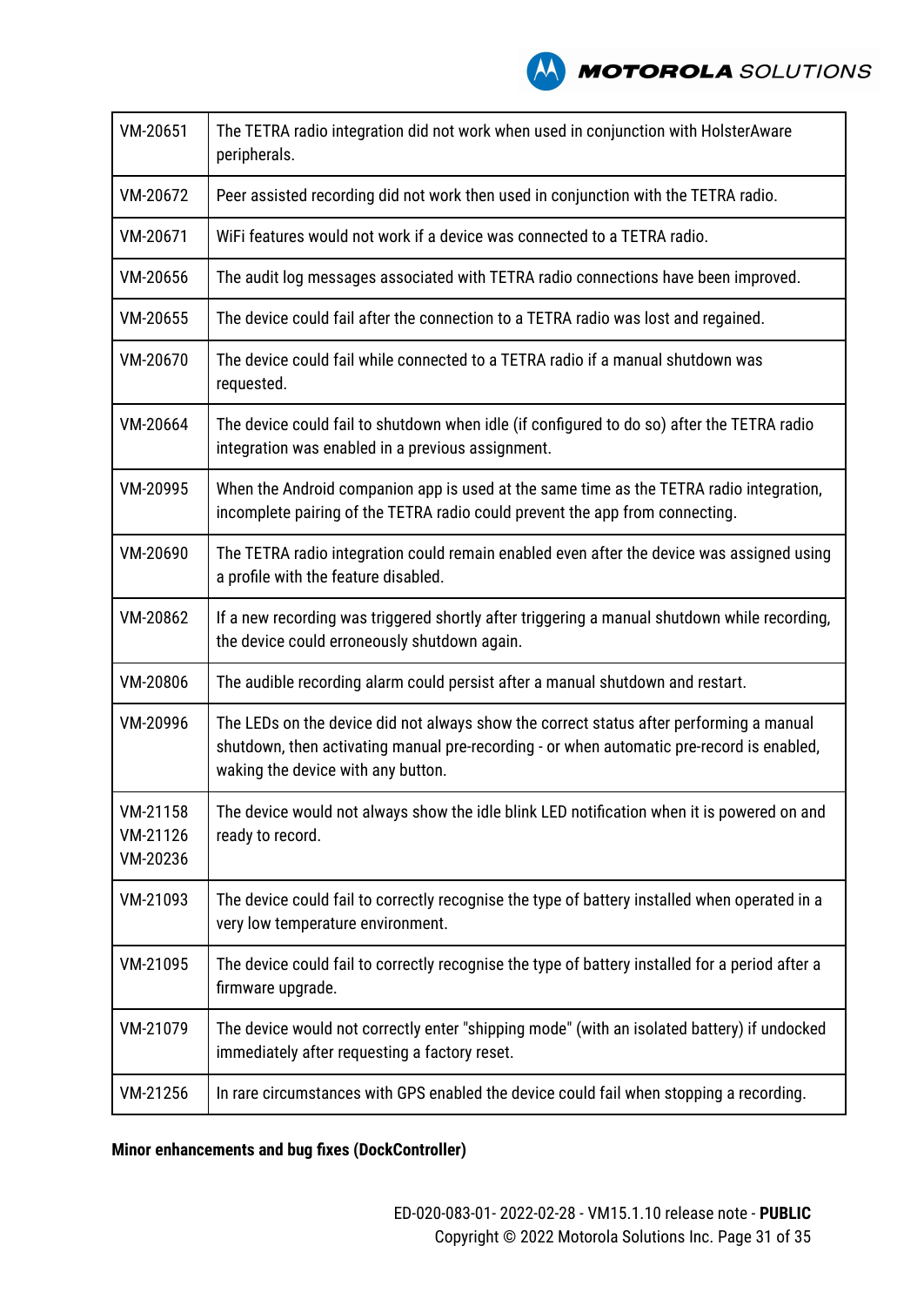| | |
|---|---|
| VM-20651 | The TETRA radio integration did not work when used in conjunction with HolsterAware peripherals. |
| VM-20672 | Peer assisted recording did not work then used in conjunction with the TETRA radio. |
| VM-20671 | WiFi features would not work if a device was connected to a TETRA radio. |
| VM-20656 | The audit log messages associated with TETRA radio connections have been improved. |
| VM-20655 | The device could fail after the connection to a TETRA radio was lost and regained. |
| VM-20670 | The device could fail while connected to a TETRA radio if a manual shutdown was requested. |
| VM-20664 | The device could fail to shutdown when idle (if configured to do so) after the TETRA radio integration was enabled in a previous assignment. |
| VM-20995 | When the Android companion app is used at the same time as the TETRA radio integration, incomplete pairing of the TETRA radio could prevent the app from connecting. |
| VM-20690 | The TETRA radio integration could remain enabled even after the device was assigned using a profile with the feature disabled. |
| VM-20862 | If a new recording was triggered shortly after triggering a manual shutdown while recording, the device could erroneously shutdown again. |
| VM-20806 | The audible recording alarm could persist after a manual shutdown and restart. |
| VM-20996 | The LEDs on the device did not always show the correct status after performing a manual shutdown, then activating manual pre-recording - or when automatic pre-record is enabled, waking the device with any button. |
| VM-21158 VM-21126 VM-20236 | The device would not always show the idle blink LED notification when it is powered on and ready to record. |
| VM-21093 | The device could fail to correctly recognise the type of battery installed when operated in a very low temperature environment. |
| VM-21095 | The device could fail to correctly recognise the type of battery installed for a period after a firmware upgrade. |
| VM-21079 | The device would not correctly enter "shipping mode" (with an isolated battery) if undocked immediately after requesting a factory reset. |
| VM-21256 | In rare circumstances with GPS enabled the device could fail when stopping a recording. |

**Minor enhancements and bug fixes (DockController)**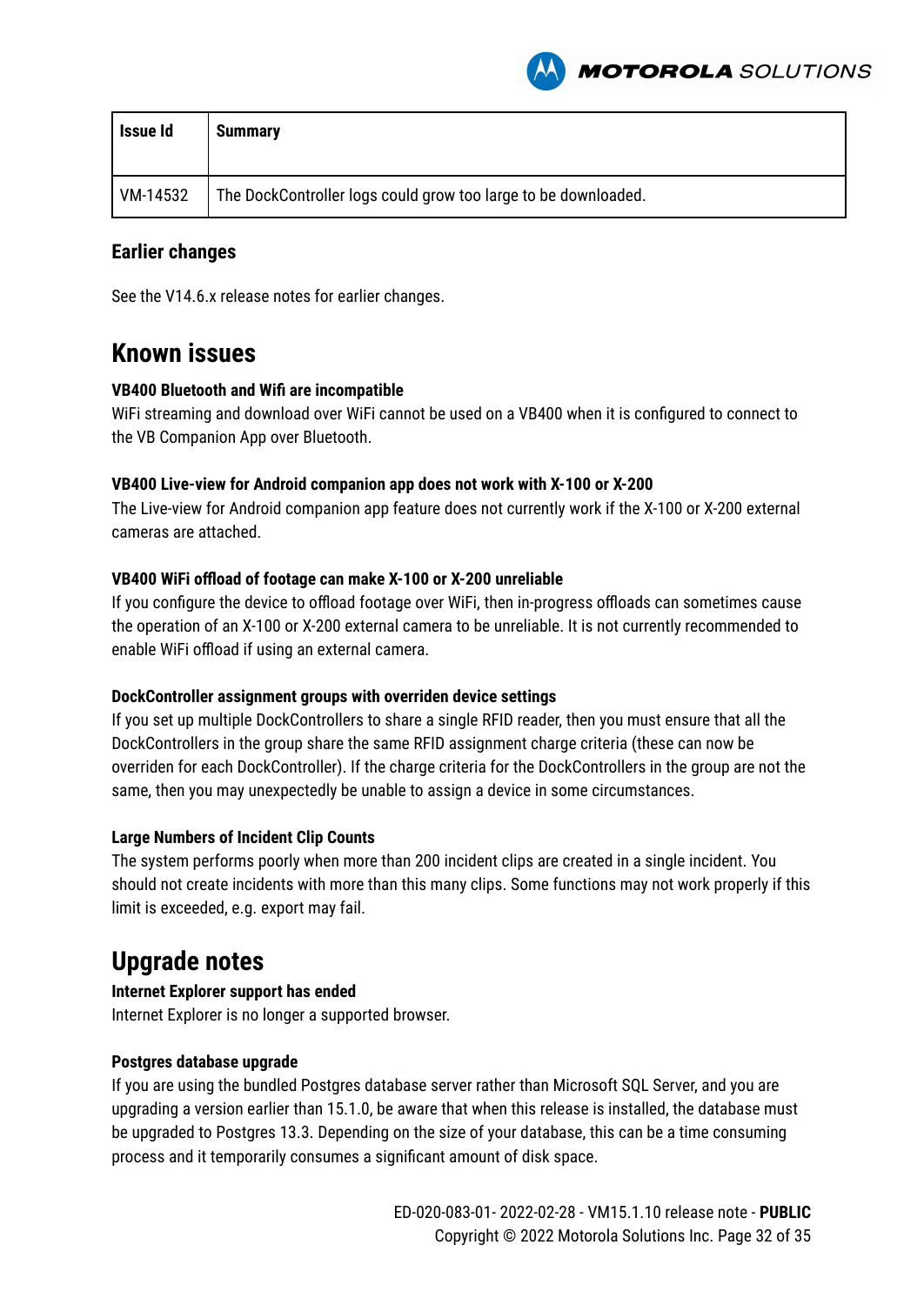| Issue Id | Summary |
|---|---|
| VM-14532 | The DockController logs could grow too large to be downloaded. |

### Earlier changes

See the V14.6.x release notes for earlier changes.

## Known issues

**VB400 Bluetooth and Wifi are incompatible**
WiFi streaming and download over WiFi cannot be used on a VB400 when it is configured to connect to the VB Companion App over Bluetooth.

**VB400 Live-view for Android companion app does not work with X-100 or X-200**
The Live-view for Android companion app feature does not currently work if the X-100 or X-200 external cameras are attached.

**VB400 WiFi offload of footage can make X-100 or X-200 unreliable**
If you configure the device to offload footage over WiFi, then in-progress offloads can sometimes cause the operation of an X-100 or X-200 external camera to be unreliable. It is not currently recommended to enable WiFi offload if using an external camera.

**DockController assignment groups with overriden device settings**
If you set up multiple DockControllers to share a single RFID reader, then you must ensure that all the DockControllers in the group share the same RFID assignment charge criteria (these can now be overriden for each DockController). If the charge criteria for the DockControllers in the group are not the same, then you may unexpectedly be unable to assign a device in some circumstances.

**Large Numbers of Incident Clip Counts**
The system performs poorly when more than 200 incident clips are created in a single incident. You should not create incidents with more than this many clips. Some functions may not work properly if this limit is exceeded, e.g. export may fail.

## Upgrade notes

**Internet Explorer support has ended**
Internet Explorer is no longer a supported browser.

**Postgres database upgrade**
If you are using the bundled Postgres database server rather than Microsoft SQL Server, and you are upgrading a version earlier than 15.1.0, be aware that when this release is installed, the database must be upgraded to Postgres 13.3. Depending on the size of your database, this can be a time consuming process and it temporarily consumes a significant amount of disk space.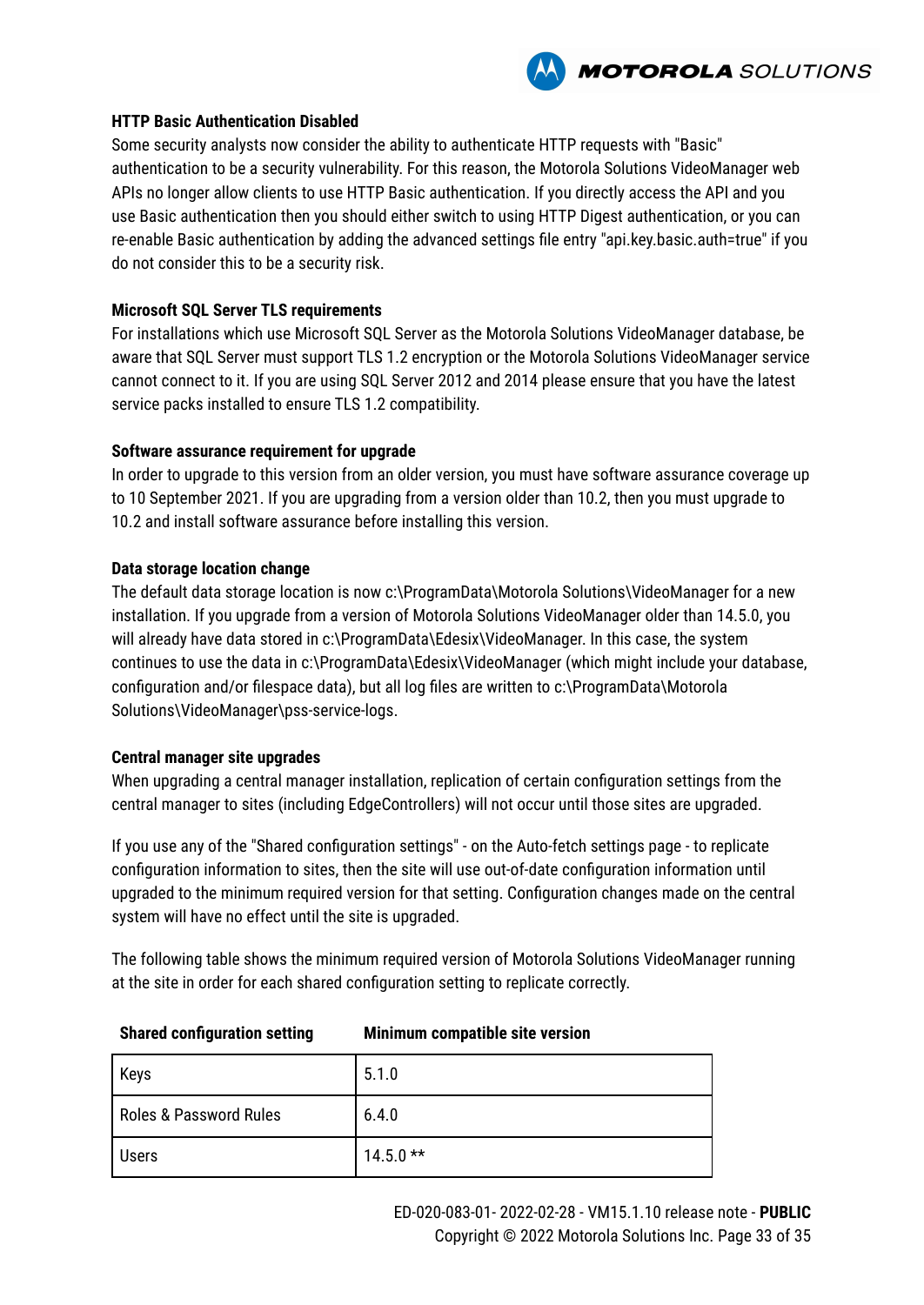**HTTP Basic Authentication Disabled**

Some security analysts now consider the ability to authenticate HTTP requests with "Basic" authentication to be a security vulnerability. For this reason, the Motorola Solutions VideoManager web APIs no longer allow clients to use HTTP Basic authentication. If you directly access the API and you use Basic authentication then you should either switch to using HTTP Digest authentication, or you can re-enable Basic authentication by adding the advanced settings file entry "api.key.basic.auth=true" if you do not consider this to be a security risk.

**Microsoft SQL Server TLS requirements**

For installations which use Microsoft SQL Server as the Motorola Solutions VideoManager database, be aware that SQL Server must support TLS 1.2 encryption or the Motorola Solutions VideoManager service cannot connect to it. If you are using SQL Server 2012 and 2014 please ensure that you have the latest service packs installed to ensure TLS 1.2 compatibility.

**Software assurance requirement for upgrade**

In order to upgrade to this version from an older version, you must have software assurance coverage up to 10 September 2021. If you are upgrading from a version older than 10.2, then you must upgrade to 10.2 and install software assurance before installing this version.

**Data storage location change**

The default data storage location is now c:\ProgramData\Motorola Solutions\VideoManager for a new installation. If you upgrade from a version of Motorola Solutions VideoManager older than 14.5.0, you will already have data stored in c:\ProgramData\Edesix\VideoManager. In this case, the system continues to use the data in c:\ProgramData\Edesix\VideoManager (which might include your database, configuration and/or filespace data), but all log files are written to c:\ProgramData\Motorola Solutions\VideoManager\pss-service-logs.

**Central manager site upgrades**

When upgrading a central manager installation, replication of certain configuration settings from the central manager to sites (including EdgeControllers) will not occur until those sites are upgraded.

If you use any of the "Shared configuration settings" - on the Auto-fetch settings page - to replicate configuration information to sites, then the site will use out-of-date configuration information until upgraded to the minimum required version for that setting. Configuration changes made on the central system will have no effect until the site is upgraded.

The following table shows the minimum required version of Motorola Solutions VideoManager running at the site in order for each shared configuration setting to replicate correctly.

| Shared configuration setting | Minimum compatible site version |
|---|---|
| Keys | 5.1.0 |
| Roles & Password Rules | 6.4.0 |
| Users | 14.5.0 ** |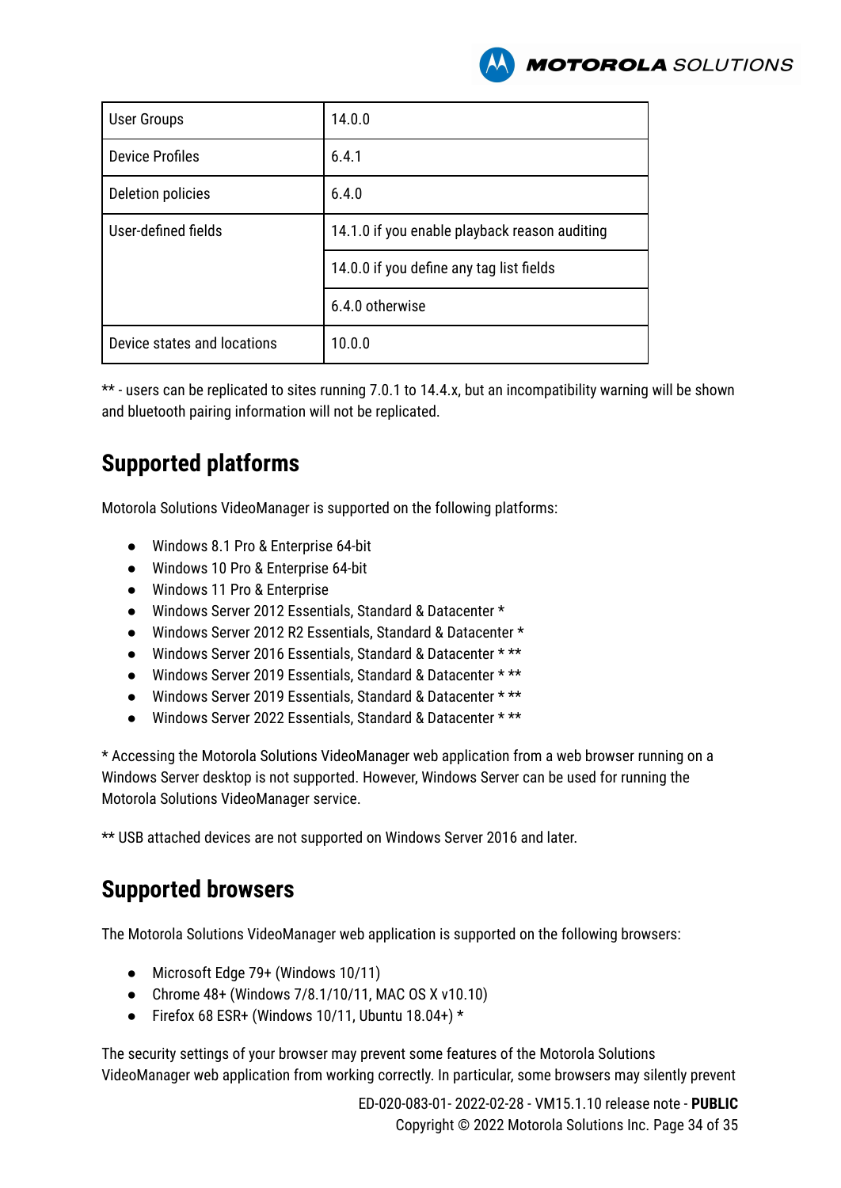| User Groups | 14.0.0 |
|---|---|
| Device Profiles | 6.4.1 |
| Deletion policies | 6.4.0 |
| User-defined fields | 14.1.0 if you enable playback reason auditing |
| | 14.0.0 if you define any tag list fields |
| | 6.4.0 otherwise |
| Device states and locations | 10.0.0 |

** - users can be replicated to sites running 7.0.1 to 14.4.x, but an incompatibility warning will be shown and bluetooth pairing information will not be replicated.

## Supported platforms

Motorola Solutions VideoManager is supported on the following platforms:

- Windows 8.1 Pro & Enterprise 64-bit
- Windows 10 Pro & Enterprise 64-bit
- Windows 11 Pro & Enterprise
- Windows Server 2012 Essentials, Standard & Datacenter *
- Windows Server 2012 R2 Essentials, Standard & Datacenter *
- Windows Server 2016 Essentials, Standard & Datacenter * **
- Windows Server 2019 Essentials, Standard & Datacenter * **
- Windows Server 2019 Essentials, Standard & Datacenter * **
- Windows Server 2022 Essentials, Standard & Datacenter * **

* Accessing the Motorola Solutions VideoManager web application from a web browser running on a Windows Server desktop is not supported. However, Windows Server can be used for running the Motorola Solutions VideoManager service.

** USB attached devices are not supported on Windows Server 2016 and later.

## Supported browsers

The Motorola Solutions VideoManager web application is supported on the following browsers:

- Microsoft Edge 79+ (Windows 10/11)
- Chrome 48+ (Windows 7/8.1/10/11, MAC OS X v10.10)
- Firefox 68 ESR+ (Windows 10/11, Ubuntu 18.04+) *

The security settings of your browser may prevent some features of the Motorola Solutions VideoManager web application from working correctly. In particular, some browsers may silently prevent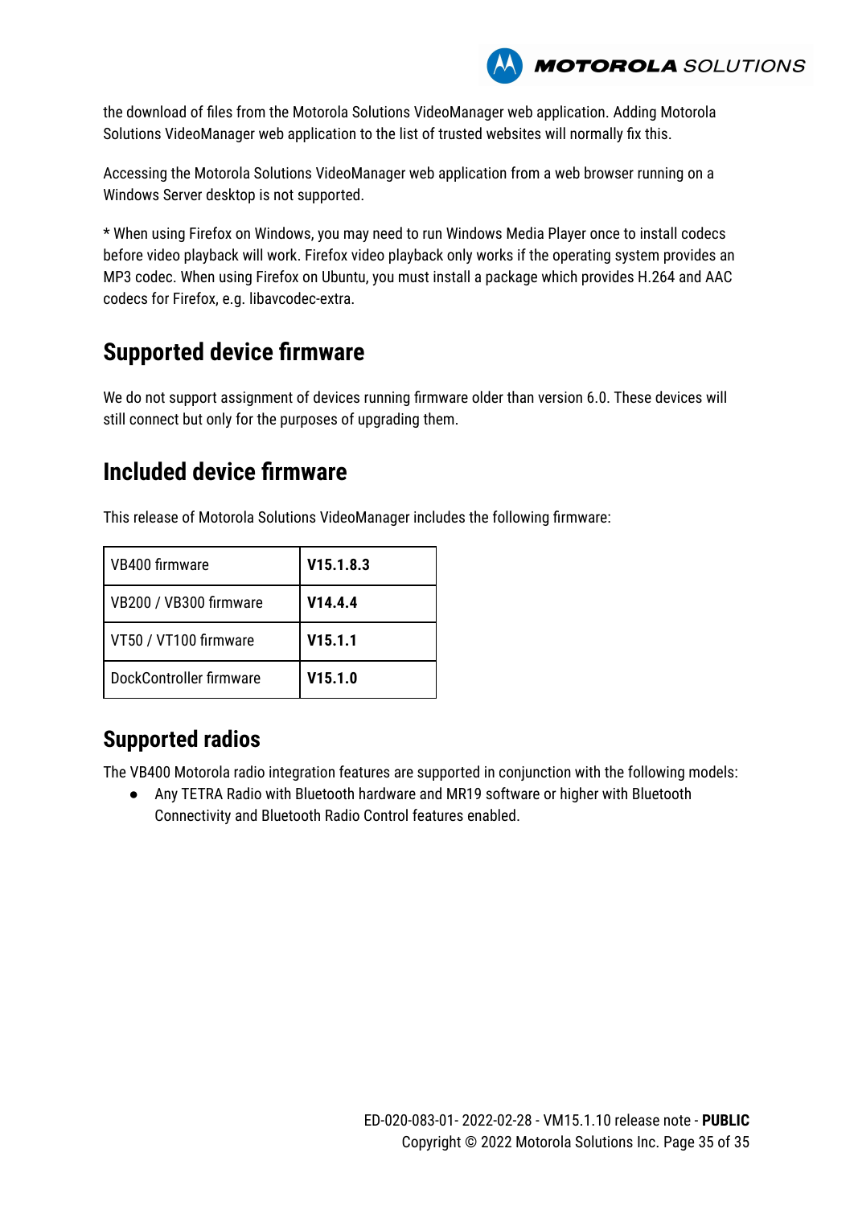the download of files from the Motorola Solutions VideoManager web application. Adding Motorola Solutions VideoManager web application to the list of trusted websites will normally fix this.

Accessing the Motorola Solutions VideoManager web application from a web browser running on a Windows Server desktop is not supported.

* When using Firefox on Windows, you may need to run Windows Media Player once to install codecs before video playback will work. Firefox video playback only works if the operating system provides an MP3 codec. When using Firefox on Ubuntu, you must install a package which provides H.264 and AAC codecs for Firefox, e.g. libavcodec-extra.

## Supported device firmware

We do not support assignment of devices running firmware older than version 6.0. These devices will still connect but only for the purposes of upgrading them.

## Included device firmware

This release of Motorola Solutions VideoManager includes the following firmware:

| | |
|---|---|
| VB400 firmware | **V15.1.8.3** |
| VB200 / VB300 firmware | **V14.4.4** |
| VT50 / VT100 firmware | **V15.1.1** |
| DockController firmware | **V15.1.0** |

## Supported radios

The VB400 Motorola radio integration features are supported in conjunction with the following models:

- Any TETRA Radio with Bluetooth hardware and MR19 software or higher with Bluetooth Connectivity and Bluetooth Radio Control features enabled.